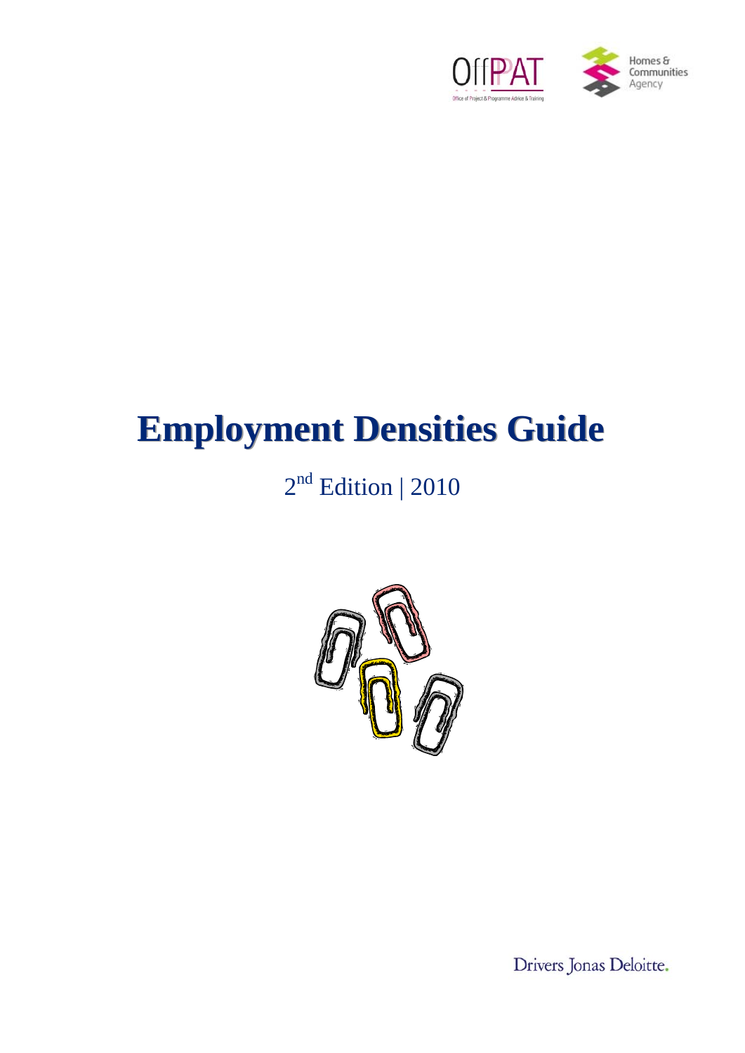OffPAT

Office of Project & Programme Advice & Training

Homes & Communities Agency

# Employment Densities Guide

2nd Edition | 2010

Drivers Jonas Deloitte.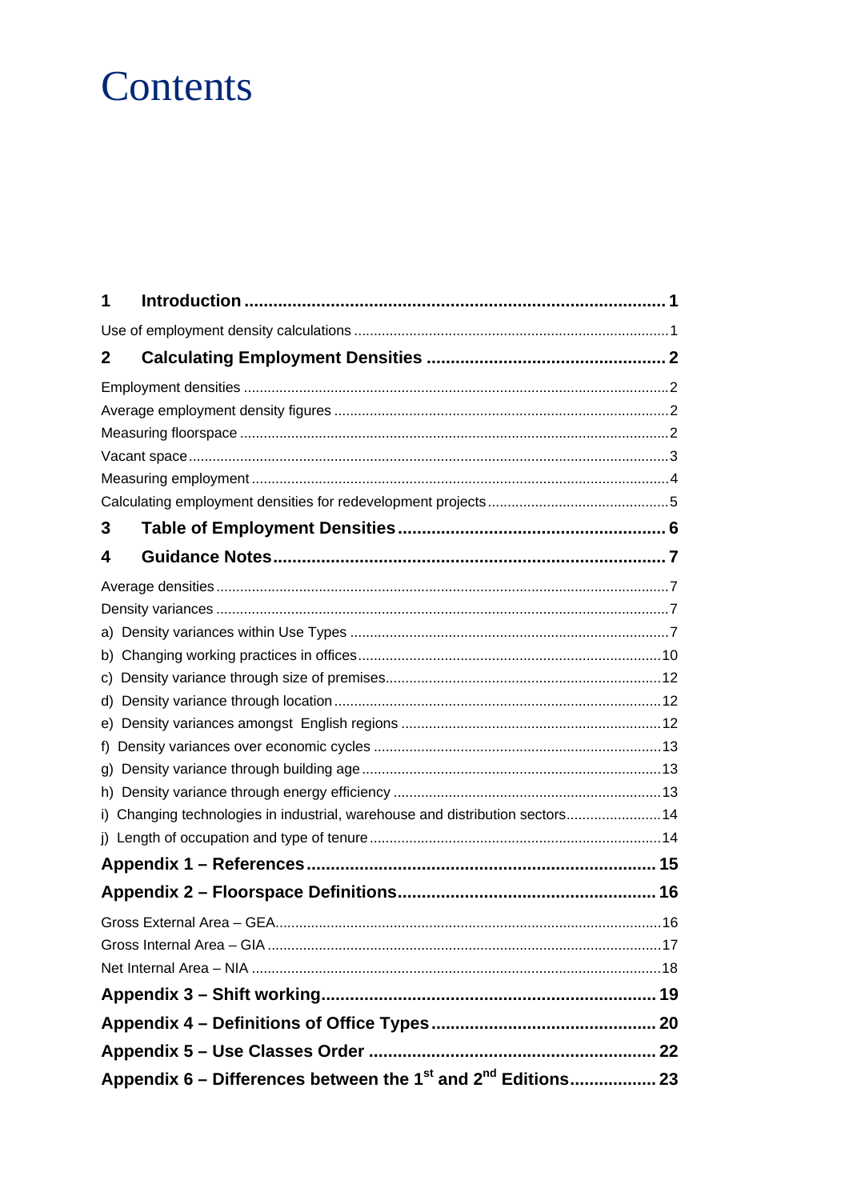# Contents

**1 Introduction ....................................................................................... 1**

Use of employment density calculations ............................................................................... 1

**2 Calculating Employment Densities ................................................. 2**

Employment densities .......................................................................................................... 2

Average employment density figures .................................................................................... 2

Measuring floorspace ............................................................................................................ 2

Vacant space ......................................................................................................................... 3

Measuring employment ......................................................................................................... 4

Calculating employment densities for redevelopment projects ............................................. 5

**3 Table of Employment Densities ....................................................... 6**

**4 Guidance Notes ................................................................................. 7**

Average densities ................................................................................................................. 7

Density variances ................................................................................................................. 7

a) Density variances within Use Types ................................................................................ 7

b) Changing working practices in offices ............................................................................ 10

c) Density variance through size of premises ..................................................................... 12

d) Density variance through location .................................................................................. 12

e) Density variances amongst English regions ................................................................. 12

f) Density variances over economic cycles ........................................................................ 13

g) Density variance through building age ........................................................................... 13

h) Density variance through energy efficiency ................................................................... 13

i) Changing technologies in industrial, warehouse and distribution sectors ........................ 14

j) Length of occupation and type of tenure ......................................................................... 14

**Appendix 1 – References ........................................................................ 15**

**Appendix 2 – Floorspace Definitions ..................................................... 16**

Gross External Area – GEA ................................................................................................. 16

Gross Internal Area – GIA ................................................................................................... 17

Net Internal Area – NIA ....................................................................................................... 18

**Appendix 3 – Shift working ..................................................................... 19**

**Appendix 4 – Definitions of Office Types .............................................. 20**

**Appendix 5 – Use Classes Order ........................................................... 22**

**Appendix 6 – Differences between the 1st and 2nd Editions ................. 23**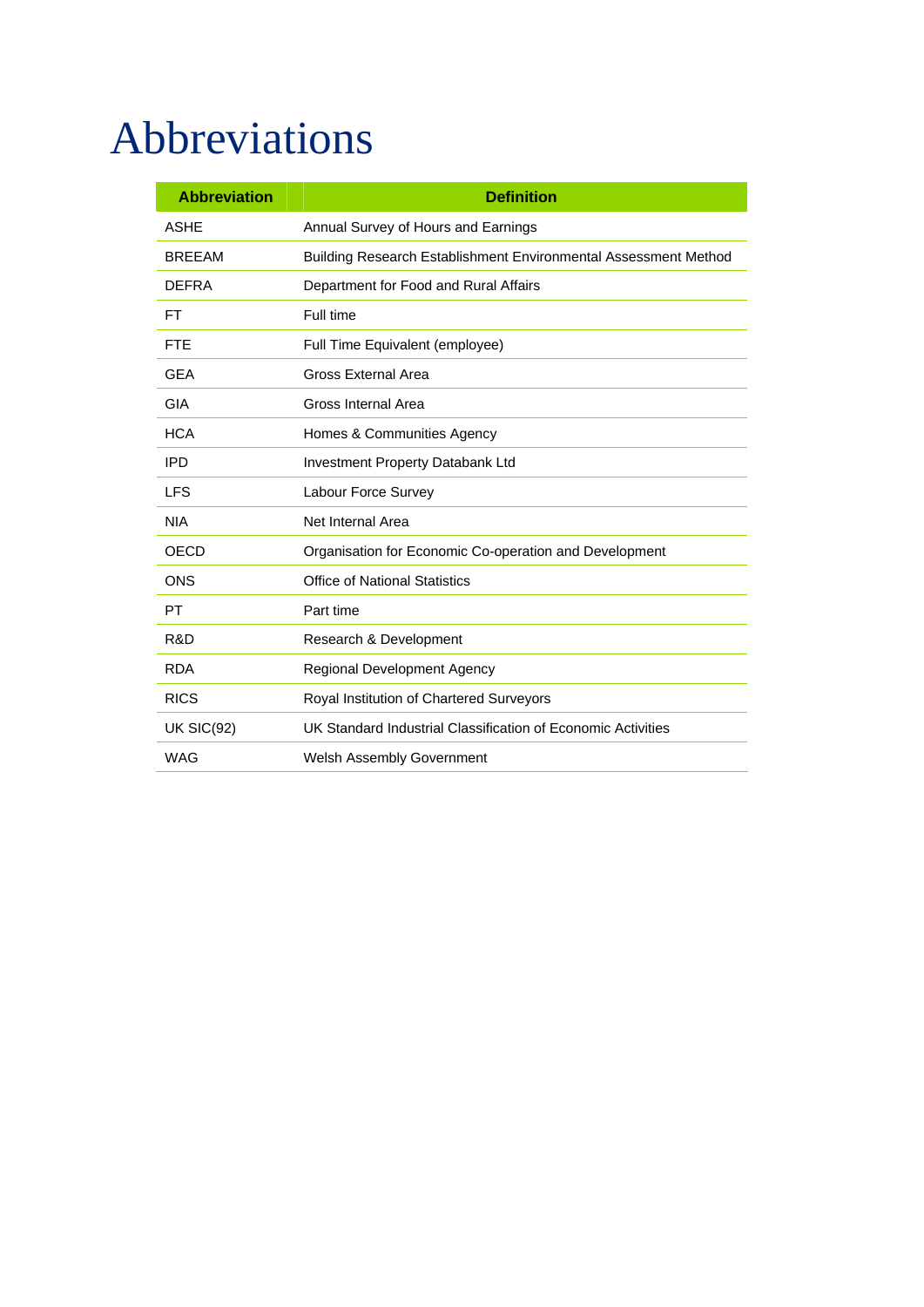# Abbreviations

| Abbreviation | Definition |
|---|---|
| ASHE | Annual Survey of Hours and Earnings |
| BREEAM | Building Research Establishment Environmental Assessment Method |
| DEFRA | Department for Food and Rural Affairs |
| FT | Full time |
| FTE | Full Time Equivalent (employee) |
| GEA | Gross External Area |
| GIA | Gross Internal Area |
| HCA | Homes & Communities Agency |
| IPD | Investment Property Databank Ltd |
| LFS | Labour Force Survey |
| NIA | Net Internal Area |
| OECD | Organisation for Economic Co-operation and Development |
| ONS | Office of National Statistics |
| PT | Part time |
| R&D | Research & Development |
| RDA | Regional Development Agency |
| RICS | Royal Institution of Chartered Surveyors |
| UK SIC(92) | UK Standard Industrial Classification of Economic Activities |
| WAG | Welsh Assembly Government |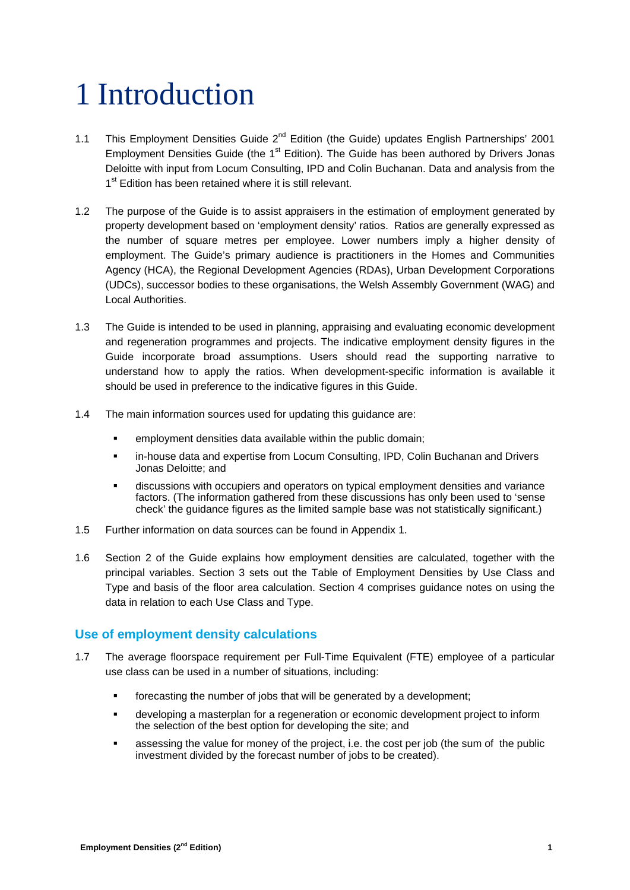# 1 Introduction

1.1 This Employment Densities Guide 2nd Edition (the Guide) updates English Partnerships' 2001 Employment Densities Guide (the 1st Edition). The Guide has been authored by Drivers Jonas Deloitte with input from Locum Consulting, IPD and Colin Buchanan. Data and analysis from the 1st Edition has been retained where it is still relevant.

1.2 The purpose of the Guide is to assist appraisers in the estimation of employment generated by property development based on 'employment density' ratios. Ratios are generally expressed as the number of square metres per employee. Lower numbers imply a higher density of employment. The Guide's primary audience is practitioners in the Homes and Communities Agency (HCA), the Regional Development Agencies (RDAs), Urban Development Corporations (UDCs), successor bodies to these organisations, the Welsh Assembly Government (WAG) and Local Authorities.

1.3 The Guide is intended to be used in planning, appraising and evaluating economic development and regeneration programmes and projects. The indicative employment density figures in the Guide incorporate broad assumptions. Users should read the supporting narrative to understand how to apply the ratios. When development-specific information is available it should be used in preference to the indicative figures in this Guide.

1.4 The main information sources used for updating this guidance are:

- employment densities data available within the public domain;
- in-house data and expertise from Locum Consulting, IPD, Colin Buchanan and Drivers Jonas Deloitte; and
- discussions with occupiers and operators on typical employment densities and variance factors. (The information gathered from these discussions has only been used to 'sense check' the guidance figures as the limited sample base was not statistically significant.)

1.5 Further information on data sources can be found in Appendix 1.

1.6 Section 2 of the Guide explains how employment densities are calculated, together with the principal variables. Section 3 sets out the Table of Employment Densities by Use Class and Type and basis of the floor area calculation. Section 4 comprises guidance notes on using the data in relation to each Use Class and Type.

## Use of employment density calculations

1.7 The average floorspace requirement per Full-Time Equivalent (FTE) employee of a particular use class can be used in a number of situations, including:

- forecasting the number of jobs that will be generated by a development;
- developing a masterplan for a regeneration or economic development project to inform the selection of the best option for developing the site; and
- assessing the value for money of the project, i.e. the cost per job (the sum of the public investment divided by the forecast number of jobs to be created).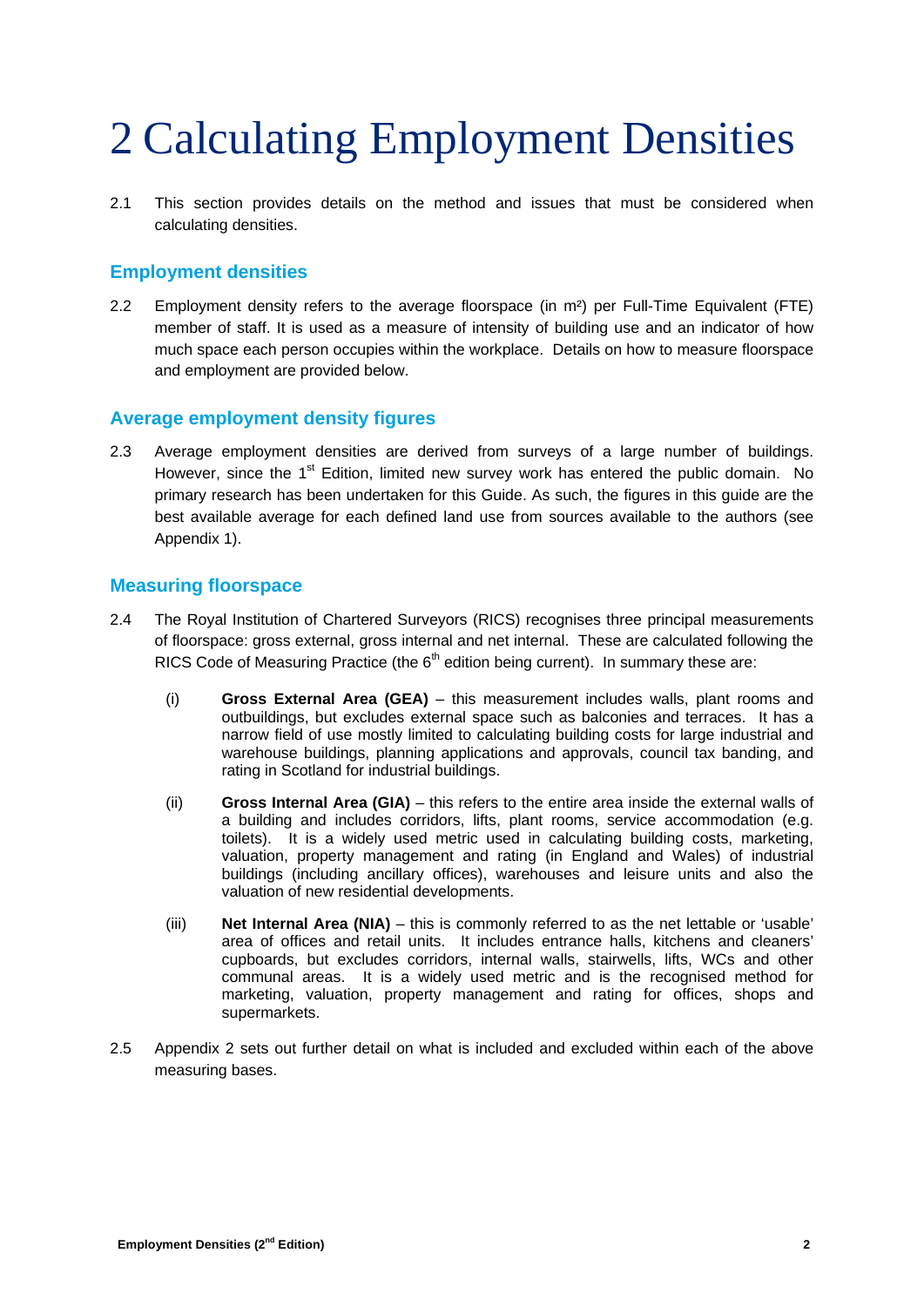# 2 Calculating Employment Densities

2.1 This section provides details on the method and issues that must be considered when calculating densities.

## Employment densities

2.2 Employment density refers to the average floorspace (in m²) per Full-Time Equivalent (FTE) member of staff. It is used as a measure of intensity of building use and an indicator of how much space each person occupies within the workplace. Details on how to measure floorspace and employment are provided below.

## Average employment density figures

2.3 Average employment densities are derived from surveys of a large number of buildings. However, since the 1st Edition, limited new survey work has entered the public domain. No primary research has been undertaken for this Guide. As such, the figures in this guide are the best available average for each defined land use from sources available to the authors (see Appendix 1).

## Measuring floorspace

2.4 The Royal Institution of Chartered Surveyors (RICS) recognises three principal measurements of floorspace: gross external, gross internal and net internal. These are calculated following the RICS Code of Measuring Practice (the 6th edition being current). In summary these are:

(i) **Gross External Area (GEA)** – this measurement includes walls, plant rooms and outbuildings, but excludes external space such as balconies and terraces. It has a narrow field of use mostly limited to calculating building costs for large industrial and warehouse buildings, planning applications and approvals, council tax banding, and rating in Scotland for industrial buildings.

(ii) **Gross Internal Area (GIA)** – this refers to the entire area inside the external walls of a building and includes corridors, lifts, plant rooms, service accommodation (e.g. toilets). It is a widely used metric used in calculating building costs, marketing, valuation, property management and rating (in England and Wales) of industrial buildings (including ancillary offices), warehouses and leisure units and also the valuation of new residential developments.

(iii) **Net Internal Area (NIA)** – this is commonly referred to as the net lettable or 'usable' area of offices and retail units. It includes entrance halls, kitchens and cleaners' cupboards, but excludes corridors, internal walls, stairwells, lifts, WCs and other communal areas. It is a widely used metric and is the recognised method for marketing, valuation, property management and rating for offices, shops and supermarkets.

2.5 Appendix 2 sets out further detail on what is included and excluded within each of the above measuring bases.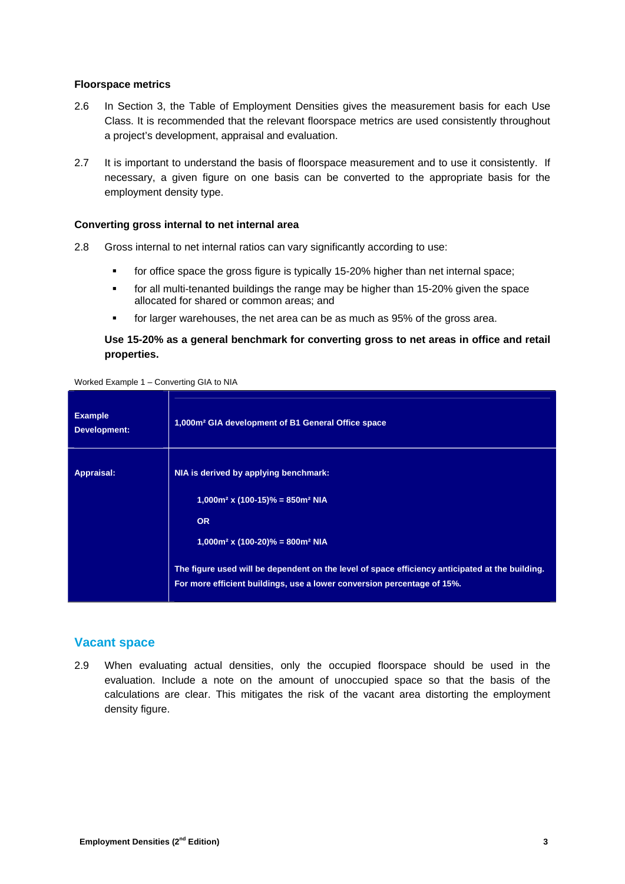### Floorspace metrics

2.6 In Section 3, the Table of Employment Densities gives the measurement basis for each Use Class. It is recommended that the relevant floorspace metrics are used consistently throughout a project's development, appraisal and evaluation.

2.7 It is important to understand the basis of floorspace measurement and to use it consistently. If necessary, a given figure on one basis can be converted to the appropriate basis for the employment density type.

### Converting gross internal to net internal area

2.8 Gross internal to net internal ratios can vary significantly according to use:

- for office space the gross figure is typically 15-20% higher than net internal space;
- for all multi-tenanted buildings the range may be higher than 15-20% given the space allocated for shared or common areas; and
- for larger warehouses, the net area can be as much as 95% of the gross area.

**Use 15-20% as a general benchmark for converting gross to net areas in office and retail properties.**

Worked Example 1 – Converting GIA to NIA

| | |
|---|---|
| **Example Development:** | **1,000m² GIA development of B1 General Office space** |
| **Appraisal:** | **NIA is derived by applying benchmark:**<br><br>**1,000m² x (100-15)% = 850m² NIA**<br><br>**OR**<br><br>**1,000m² x (100-20)% = 800m² NIA**<br><br>**The figure used will be dependent on the level of space efficiency anticipated at the building. For more efficient buildings, use a lower conversion percentage of 15%.** |

## Vacant space

2.9 When evaluating actual densities, only the occupied floorspace should be used in the evaluation. Include a note on the amount of unoccupied space so that the basis of the calculations are clear. This mitigates the risk of the vacant area distorting the employment density figure.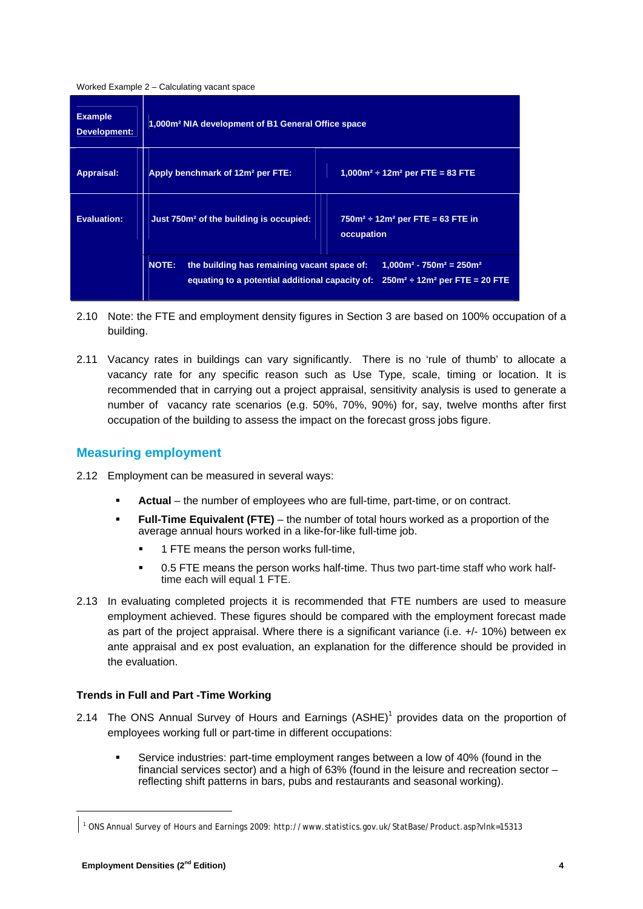Worked Example 2 – Calculating vacant space

| | | |
|---|---|---|
| **Example Development:** | **1,000m² NIA development of B1 General Office space** | |
| **Appraisal:** | **Apply benchmark of 12m² per FTE:** | **1,000m² ÷ 12m² per FTE = 83 FTE** |
| **Evaluation:** | **Just 750m² of the building is occupied:** | **750m² ÷ 12m² per FTE = 63 FTE in occupation** |
| | **NOTE: the building has remaining vacant space of: equating to a potential additional capacity of:** | **1,000m² - 750m² = 250m² ; 250m² ÷ 12m² per FTE = 20 FTE** |

2.10 Note: the FTE and employment density figures in Section 3 are based on 100% occupation of a building.

2.11 Vacancy rates in buildings can vary significantly. There is no 'rule of thumb' to allocate a vacancy rate for any specific reason such as Use Type, scale, timing or location. It is recommended that in carrying out a project appraisal, sensitivity analysis is used to generate a number of vacancy rate scenarios (e.g. 50%, 70%, 90%) for, say, twelve months after first occupation of the building to assess the impact on the forecast gross jobs figure.

## Measuring employment

2.12 Employment can be measured in several ways:

- **Actual** – the number of employees who are full-time, part-time, or on contract.
- **Full-Time Equivalent (FTE)** – the number of total hours worked as a proportion of the average annual hours worked in a like-for-like full-time job.
  - 1 FTE means the person works full-time,
  - 0.5 FTE means the person works half-time. Thus two part-time staff who work half-time each will equal 1 FTE.

2.13 In evaluating completed projects it is recommended that FTE numbers are used to measure employment achieved. These figures should be compared with the employment forecast made as part of the project appraisal. Where there is a significant variance (i.e. +/- 10%) between ex ante appraisal and ex post evaluation, an explanation for the difference should be provided in the evaluation.

### Trends in Full and Part -Time Working

2.14 The ONS Annual Survey of Hours and Earnings (ASHE)[1] provides data on the proportion of employees working full or part-time in different occupations:

- Service industries: part-time employment ranges between a low of 40% (found in the financial services sector) and a high of 63% (found in the leisure and recreation sector – reflecting shift patterns in bars, pubs and restaurants and seasonal working).

[1] ONS Annual Survey of Hours and Earnings 2009: http://www.statistics.gov.uk/StatBase/Product.asp?vlnk=15313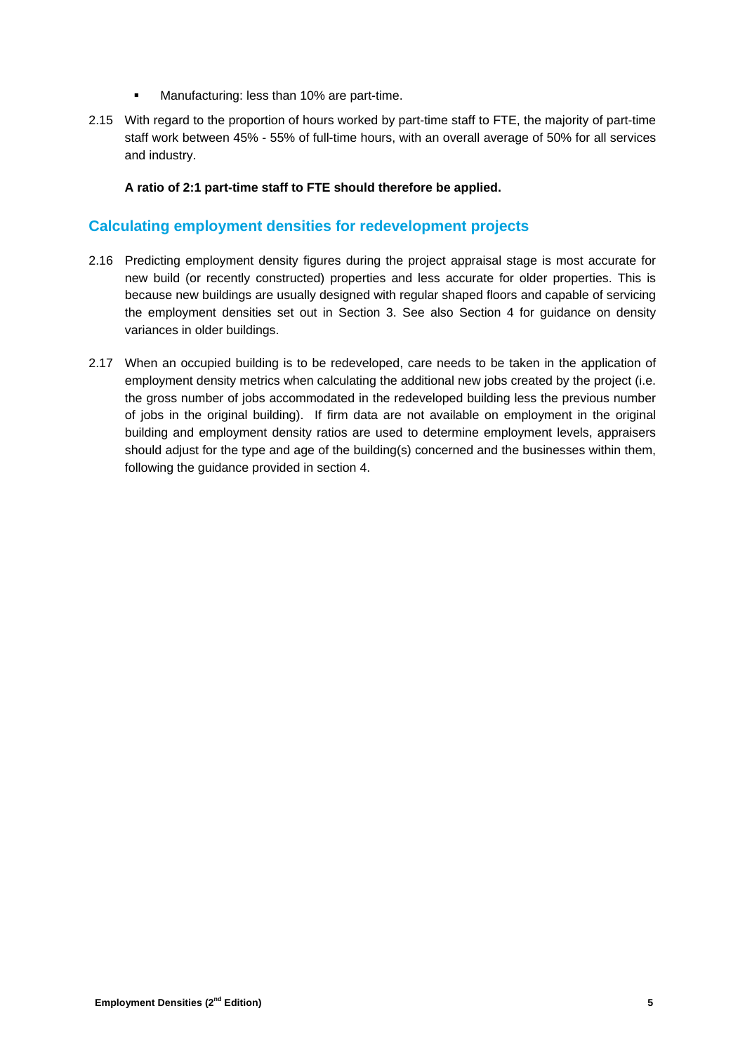- Manufacturing: less than 10% are part-time.

2.15 With regard to the proportion of hours worked by part-time staff to FTE, the majority of part-time staff work between 45% - 55% of full-time hours, with an overall average of 50% for all services and industry.

**A ratio of 2:1 part-time staff to FTE should therefore be applied.**

## Calculating employment densities for redevelopment projects

2.16 Predicting employment density figures during the project appraisal stage is most accurate for new build (or recently constructed) properties and less accurate for older properties. This is because new buildings are usually designed with regular shaped floors and capable of servicing the employment densities set out in Section 3. See also Section 4 for guidance on density variances in older buildings.

2.17 When an occupied building is to be redeveloped, care needs to be taken in the application of employment density metrics when calculating the additional new jobs created by the project (i.e. the gross number of jobs accommodated in the redeveloped building less the previous number of jobs in the original building). If firm data are not available on employment in the original building and employment density ratios are used to determine employment levels, appraisers should adjust for the type and age of the building(s) concerned and the businesses within them, following the guidance provided in section 4.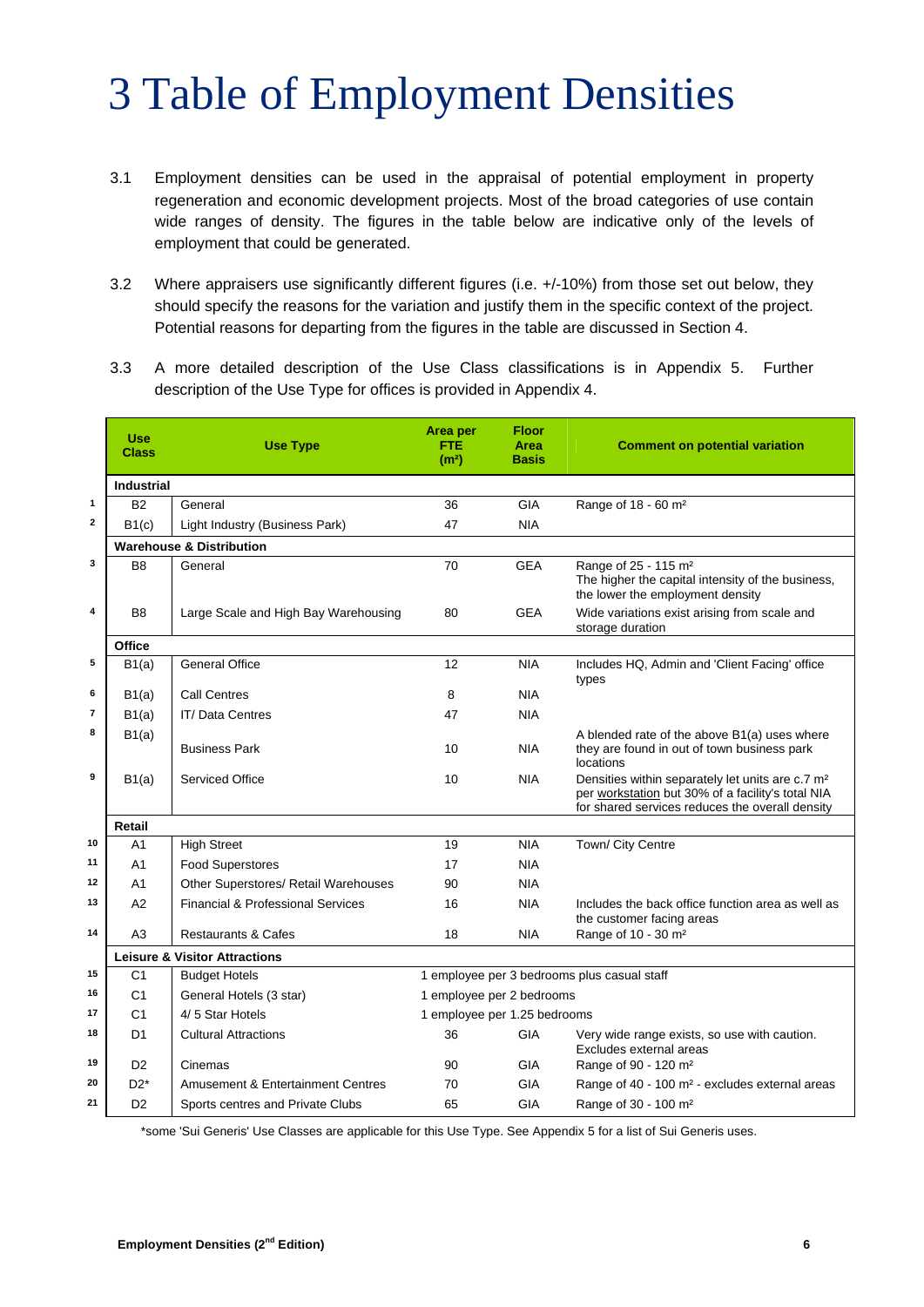# 3 Table of Employment Densities

3.1 Employment densities can be used in the appraisal of potential employment in property regeneration and economic development projects. Most of the broad categories of use contain wide ranges of density. The figures in the table below are indicative only of the levels of employment that could be generated.

3.2 Where appraisers use significantly different figures (i.e. +/-10%) from those set out below, they should specify the reasons for the variation and justify them in the specific context of the project. Potential reasons for departing from the figures in the table are discussed in Section 4.

3.3 A more detailed description of the Use Class classifications is in Appendix 5. Further description of the Use Type for offices is provided in Appendix 4.

| | Use Class | Use Type | Area per FTE (m²) | Floor Area Basis | Comment on potential variation |
|---|---|---|---|---|---|
| | **Industrial** | | | | |
| 1 | B2 | General | 36 | GIA | Range of 18 - 60 m² |
| 2 | B1(c) | Light Industry (Business Park) | 47 | NIA | |
| | **Warehouse & Distribution** | | | | |
| 3 | B8 | General | 70 | GEA | Range of 25 - 115 m² The higher the capital intensity of the business, the lower the employment density |
| 4 | B8 | Large Scale and High Bay Warehousing | 80 | GEA | Wide variations exist arising from scale and storage duration |
| | **Office** | | | | |
| 5 | B1(a) | General Office | 12 | NIA | Includes HQ, Admin and 'Client Facing' office types |
| 6 | B1(a) | Call Centres | 8 | NIA | |
| 7 | B1(a) | IT/ Data Centres | 47 | NIA | |
| 8 | B1(a) | Business Park | 10 | NIA | A blended rate of the above B1(a) uses where they are found in out of town business park locations |
| 9 | B1(a) | Serviced Office | 10 | NIA | Densities within separately let units are c.7 m² per workstation but 30% of a facility's total NIA for shared services reduces the overall density |
| | **Retail** | | | | |
| 10 | A1 | High Street | 19 | NIA | Town/ City Centre |
| 11 | A1 | Food Superstores | 17 | NIA | |
| 12 | A1 | Other Superstores/ Retail Warehouses | 90 | NIA | |
| 13 | A2 | Financial & Professional Services | 16 | NIA | Includes the back office function area as well as the customer facing areas |
| 14 | A3 | Restaurants & Cafes | 18 | NIA | Range of 10 - 30 m² |
| | **Leisure & Visitor Attractions** | | | | |
| 15 | C1 | Budget Hotels | 1 employee per 3 bedrooms plus casual staff | | |
| 16 | C1 | General Hotels (3 star) | 1 employee per 2 bedrooms | | |
| 17 | C1 | 4/ 5 Star Hotels | 1 employee per 1.25 bedrooms | | |
| 18 | D1 | Cultural Attractions | 36 | GIA | Very wide range exists, so use with caution. Excludes external areas |
| 19 | D2 | Cinemas | 90 | GIA | Range of 90 - 120 m² |
| 20 | D2* | Amusement & Entertainment Centres | 70 | GIA | Range of 40 - 100 m² - excludes external areas |
| 21 | D2 | Sports centres and Private Clubs | 65 | GIA | Range of 30 - 100 m² |

*some 'Sui Generis' Use Classes are applicable for this Use Type. See Appendix 5 for a list of Sui Generis uses.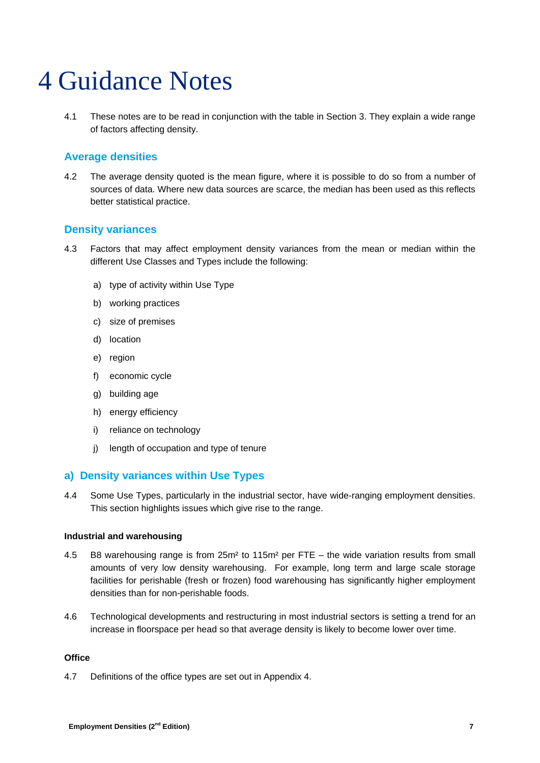# 4 Guidance Notes

4.1 These notes are to be read in conjunction with the table in Section 3. They explain a wide range of factors affecting density.

### Average densities

4.2 The average density quoted is the mean figure, where it is possible to do so from a number of sources of data. Where new data sources are scarce, the median has been used as this reflects better statistical practice.

### Density variances

4.3 Factors that may affect employment density variances from the mean or median within the different Use Classes and Types include the following:

a) type of activity within Use Type

b) working practices

c) size of premises

d) location

e) region

f) economic cycle

g) building age

h) energy efficiency

i) reliance on technology

j) length of occupation and type of tenure

### a) Density variances within Use Types

4.4 Some Use Types, particularly in the industrial sector, have wide-ranging employment densities. This section highlights issues which give rise to the range.

**Industrial and warehousing**

4.5 B8 warehousing range is from 25m² to 115m² per FTE – the wide variation results from small amounts of very low density warehousing. For example, long term and large scale storage facilities for perishable (fresh or frozen) food warehousing has significantly higher employment densities than for non-perishable foods.

4.6 Technological developments and restructuring in most industrial sectors is setting a trend for an increase in floorspace per head so that average density is likely to become lower over time.

**Office**

4.7 Definitions of the office types are set out in Appendix 4.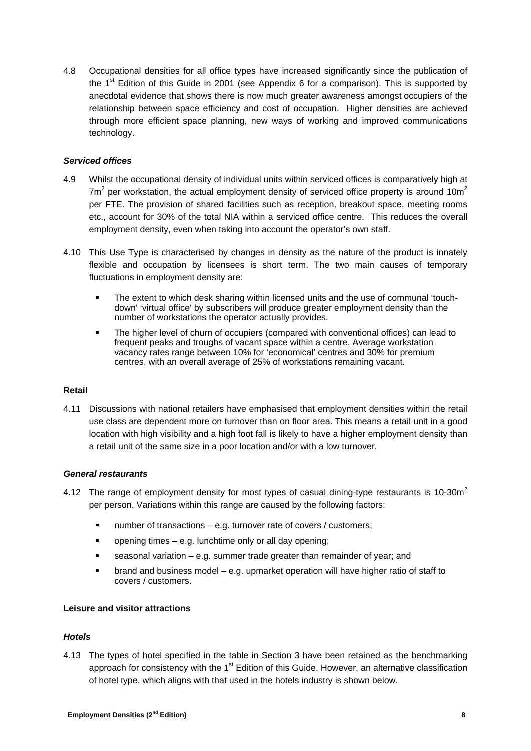4.8 Occupational densities for all office types have increased significantly since the publication of the 1st Edition of this Guide in 2001 (see Appendix 6 for a comparison). This is supported by anecdotal evidence that shows there is now much greater awareness amongst occupiers of the relationship between space efficiency and cost of occupation. Higher densities are achieved through more efficient space planning, new ways of working and improved communications technology.

### *Serviced offices*

4.9 Whilst the occupational density of individual units within serviced offices is comparatively high at $7m^2$ per workstation, the actual employment density of serviced office property is around $10m^2$ per FTE. The provision of shared facilities such as reception, breakout space, meeting rooms etc., account for 30% of the total NIA within a serviced office centre. This reduces the overall employment density, even when taking into account the operator's own staff.

4.10 This Use Type is characterised by changes in density as the nature of the product is innately flexible and occupation by licensees is short term. The two main causes of temporary fluctuations in employment density are:

- The extent to which desk sharing within licensed units and the use of communal 'touch-down' 'virtual office' by subscribers will produce greater employment density than the number of workstations the operator actually provides.
- The higher level of churn of occupiers (compared with conventional offices) can lead to frequent peaks and troughs of vacant space within a centre. Average workstation vacancy rates range between 10% for 'economical' centres and 30% for premium centres, with an overall average of 25% of workstations remaining vacant.

### **Retail**

4.11 Discussions with national retailers have emphasised that employment densities within the retail use class are dependent more on turnover than on floor area. This means a retail unit in a good location with high visibility and a high foot fall is likely to have a higher employment density than a retail unit of the same size in a poor location and/or with a low turnover.

### *General restaurants*

4.12 The range of employment density for most types of casual dining-type restaurants is $10\text{-}30m^2$ per person. Variations within this range are caused by the following factors:

- number of transactions – e.g. turnover rate of covers / customers;
- opening times – e.g. lunchtime only or all day opening;
- seasonal variation – e.g. summer trade greater than remainder of year; and
- brand and business model – e.g. upmarket operation will have higher ratio of staff to covers / customers.

### **Leisure and visitor attractions**

### *Hotels*

4.13 The types of hotel specified in the table in Section 3 have been retained as the benchmarking approach for consistency with the 1st Edition of this Guide. However, an alternative classification of hotel type, which aligns with that used in the hotels industry is shown below.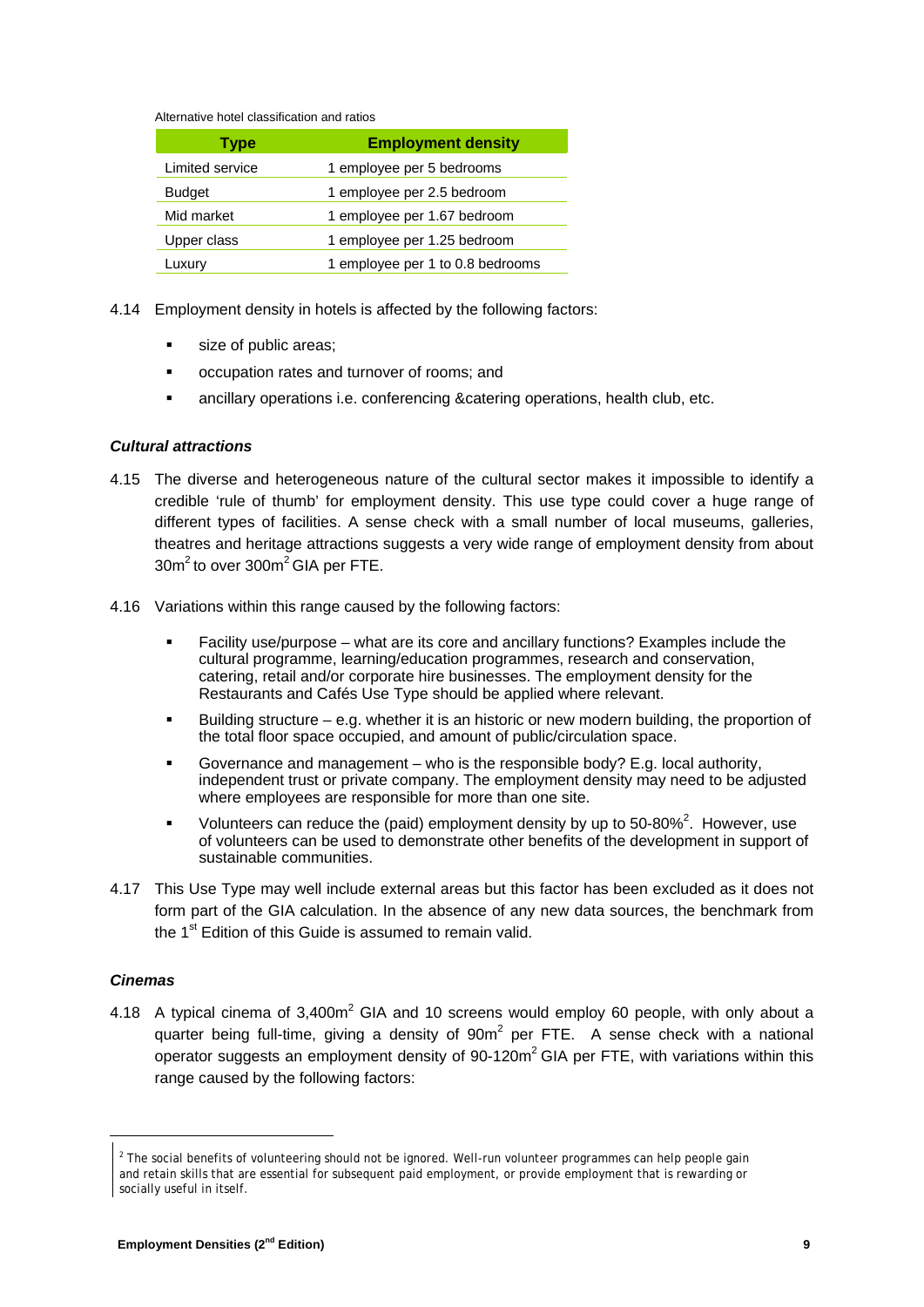Alternative hotel classification and ratios

| Type | Employment density |
|---|---|
| Limited service | 1 employee per 5 bedrooms |
| Budget | 1 employee per 2.5 bedroom |
| Mid market | 1 employee per 1.67 bedroom |
| Upper class | 1 employee per 1.25 bedroom |
| Luxury | 1 employee per 1 to 0.8 bedrooms |

4.14 Employment density in hotels is affected by the following factors:

- size of public areas;
- occupation rates and turnover of rooms; and
- ancillary operations i.e. conferencing &catering operations, health club, etc.

### *Cultural attractions*

4.15 The diverse and heterogeneous nature of the cultural sector makes it impossible to identify a credible 'rule of thumb' for employment density. This use type could cover a huge range of different types of facilities. A sense check with a small number of local museums, galleries, theatres and heritage attractions suggests a very wide range of employment density from about $30m^2$ to over $300m^2$ GIA per FTE.

4.16 Variations within this range caused by the following factors:

- Facility use/purpose – what are its core and ancillary functions? Examples include the cultural programme, learning/education programmes, research and conservation, catering, retail and/or corporate hire businesses. The employment density for the Restaurants and Cafés Use Type should be applied where relevant.
- Building structure – e.g. whether it is an historic or new modern building, the proportion of the total floor space occupied, and amount of public/circulation space.
- Governance and management – who is the responsible body? E.g. local authority, independent trust or private company. The employment density may need to be adjusted where employees are responsible for more than one site.
- Volunteers can reduce the (paid) employment density by up to 50-80%[2]. However, use of volunteers can be used to demonstrate other benefits of the development in support of sustainable communities.

4.17 This Use Type may well include external areas but this factor has been excluded as it does not form part of the GIA calculation. In the absence of any new data sources, the benchmark from the 1st Edition of this Guide is assumed to remain valid.

### *Cinemas*

4.18 A typical cinema of $3,400m^2$ GIA and 10 screens would employ 60 people, with only about a quarter being full-time, giving a density of $90m^2$ per FTE. A sense check with a national operator suggests an employment density of $90\text{-}120m^2$ GIA per FTE, with variations within this range caused by the following factors:

[2] The social benefits of volunteering should not be ignored. Well-run volunteer programmes can help people gain and retain skills that are essential for subsequent paid employment, or provide employment that is rewarding or socially useful in itself.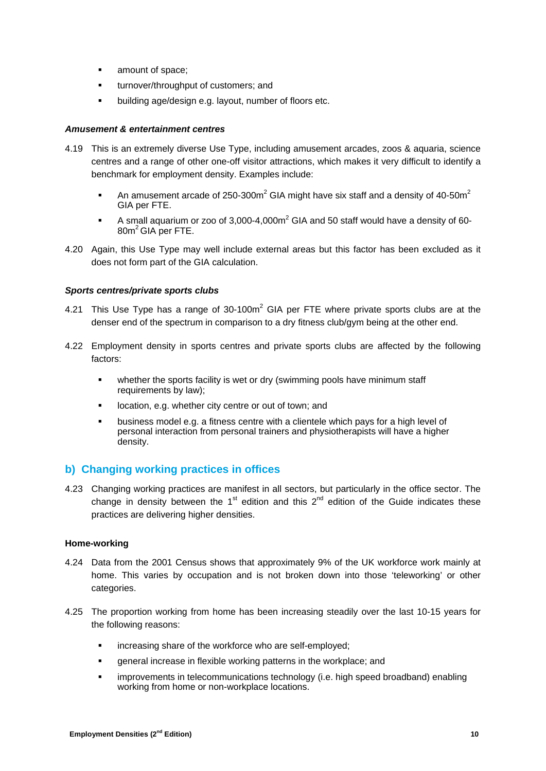- amount of space;
- turnover/throughput of customers; and
- building age/design e.g. layout, number of floors etc.

***Amusement & entertainment centres***

4.19 This is an extremely diverse Use Type, including amusement arcades, zoos & aquaria, science centres and a range of other one-off visitor attractions, which makes it very difficult to identify a benchmark for employment density. Examples include:

- An amusement arcade of 250-300m$^2$ GIA might have six staff and a density of 40-50m$^2$ GIA per FTE.
- A small aquarium or zoo of 3,000-4,000m$^2$ GIA and 50 staff would have a density of 60-80m$^2$ GIA per FTE.

4.20 Again, this Use Type may well include external areas but this factor has been excluded as it does not form part of the GIA calculation.

***Sports centres/private sports clubs***

4.21 This Use Type has a range of 30-100m$^2$ GIA per FTE where private sports clubs are at the denser end of the spectrum in comparison to a dry fitness club/gym being at the other end.

4.22 Employment density in sports centres and private sports clubs are affected by the following factors:

- whether the sports facility is wet or dry (swimming pools have minimum staff requirements by law);
- location, e.g. whether city centre or out of town; and
- business model e.g. a fitness centre with a clientele which pays for a high level of personal interaction from personal trainers and physiotherapists will have a higher density.

## b) Changing working practices in offices

4.23 Changing working practices are manifest in all sectors, but particularly in the office sector. The change in density between the 1st edition and this 2nd edition of the Guide indicates these practices are delivering higher densities.

**Home-working**

4.24 Data from the 2001 Census shows that approximately 9% of the UK workforce work mainly at home. This varies by occupation and is not broken down into those 'teleworking' or other categories.

4.25 The proportion working from home has been increasing steadily over the last 10-15 years for the following reasons:

- increasing share of the workforce who are self-employed;
- general increase in flexible working patterns in the workplace; and
- improvements in telecommunications technology (i.e. high speed broadband) enabling working from home or non-workplace locations.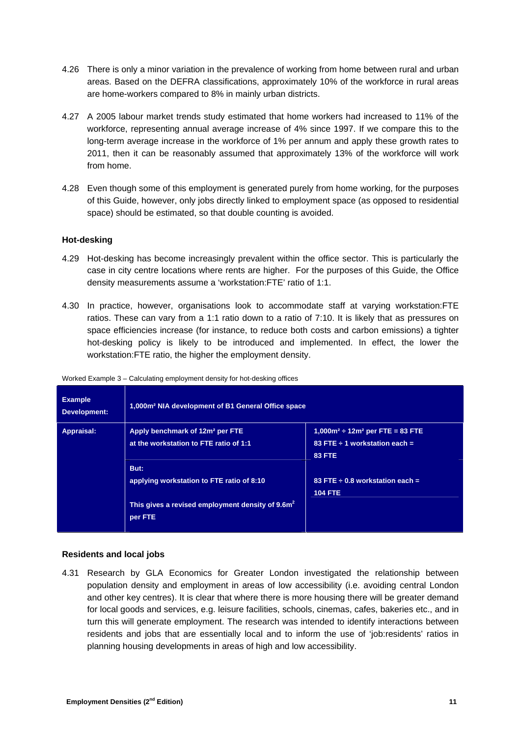4.26 There is only a minor variation in the prevalence of working from home between rural and urban areas. Based on the DEFRA classifications, approximately 10% of the workforce in rural areas are home-workers compared to 8% in mainly urban districts.

4.27 A 2005 labour market trends study estimated that home workers had increased to 11% of the workforce, representing annual average increase of 4% since 1997. If we compare this to the long-term average increase in the workforce of 1% per annum and apply these growth rates to 2011, then it can be reasonably assumed that approximately 13% of the workforce will work from home.

4.28 Even though some of this employment is generated purely from home working, for the purposes of this Guide, however, only jobs directly linked to employment space (as opposed to residential space) should be estimated, so that double counting is avoided.

### Hot-desking

4.29 Hot-desking has become increasingly prevalent within the office sector. This is particularly the case in city centre locations where rents are higher. For the purposes of this Guide, the Office density measurements assume a 'workstation:FTE' ratio of 1:1.

4.30 In practice, however, organisations look to accommodate staff at varying workstation:FTE ratios. These can vary from a 1:1 ratio down to a ratio of 7:10. It is likely that as pressures on space efficiencies increase (for instance, to reduce both costs and carbon emissions) a tighter hot-desking policy is likely to be introduced and implemented. In effect, the lower the workstation:FTE ratio, the higher the employment density.

Worked Example 3 – Calculating employment density for hot-desking offices

| **Example Development:** | **1,000m² NIA development of B1 General Office space** | |
|---|---|---|
| **Appraisal:** | **Apply benchmark of 12m² per FTE at the workstation to FTE ratio of 1:1** | **1,000m² ÷ 12m² per FTE = 83 FTE<br>83 FTE ÷ 1 workstation each = 83 FTE** |
| | **But:<br>applying workstation to FTE ratio of 8:10<br><br>This gives a revised employment density of 9.6m² per FTE** | **83 FTE ÷ 0.8 workstation each = 104 FTE** |

### Residents and local jobs

4.31 Research by GLA Economics for Greater London investigated the relationship between population density and employment in areas of low accessibility (i.e. avoiding central London and other key centres). It is clear that where there is more housing there will be greater demand for local goods and services, e.g. leisure facilities, schools, cinemas, cafes, bakeries etc., and in turn this will generate employment. The research was intended to identify interactions between residents and jobs that are essentially local and to inform the use of 'job:residents' ratios in planning housing developments in areas of high and low accessibility.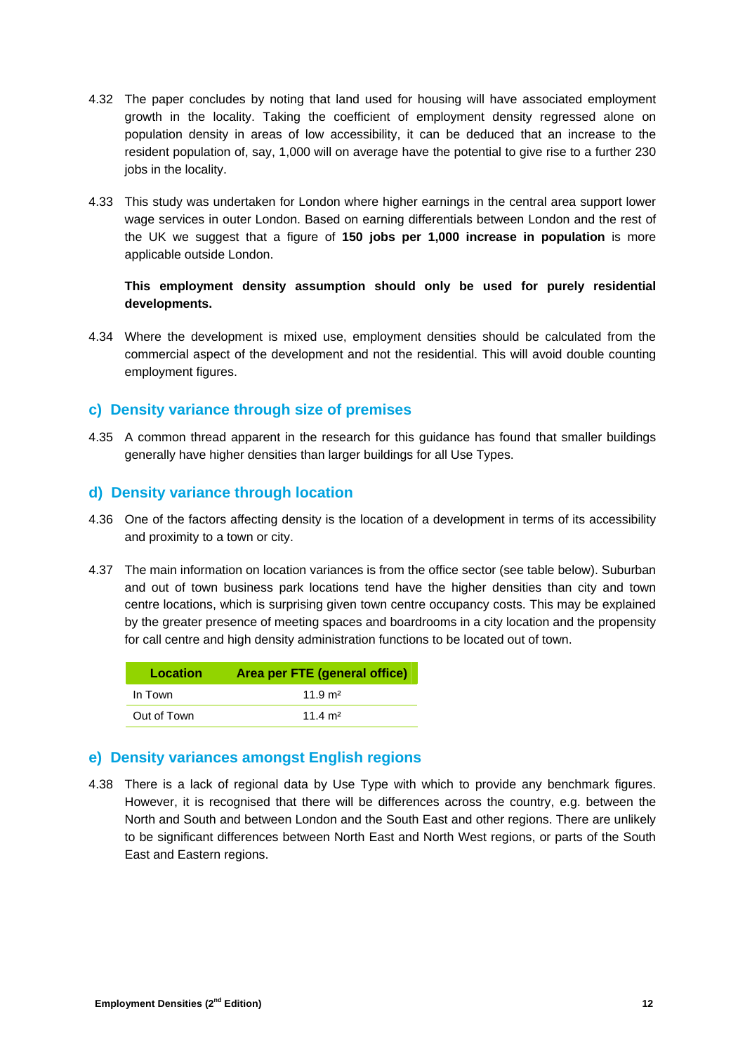4.32 The paper concludes by noting that land used for housing will have associated employment growth in the locality. Taking the coefficient of employment density regressed alone on population density in areas of low accessibility, it can be deduced that an increase to the resident population of, say, 1,000 will on average have the potential to give rise to a further 230 jobs in the locality.

4.33 This study was undertaken for London where higher earnings in the central area support lower wage services in outer London. Based on earning differentials between London and the rest of the UK we suggest that a figure of **150 jobs per 1,000 increase in population** is more applicable outside London.

**This employment density assumption should only be used for purely residential developments.**

4.34 Where the development is mixed use, employment densities should be calculated from the commercial aspect of the development and not the residential. This will avoid double counting employment figures.

## c) Density variance through size of premises

4.35 A common thread apparent in the research for this guidance has found that smaller buildings generally have higher densities than larger buildings for all Use Types.

## d) Density variance through location

4.36 One of the factors affecting density is the location of a development in terms of its accessibility and proximity to a town or city.

4.37 The main information on location variances is from the office sector (see table below). Suburban and out of town business park locations tend have the higher densities than city and town centre locations, which is surprising given town centre occupancy costs. This may be explained by the greater presence of meeting spaces and boardrooms in a city location and the propensity for call centre and high density administration functions to be located out of town.

| Location | Area per FTE (general office) |
|---|---|
| In Town | 11.9 m² |
| Out of Town | 11.4 m² |

## e) Density variances amongst English regions

4.38 There is a lack of regional data by Use Type with which to provide any benchmark figures. However, it is recognised that there will be differences across the country, e.g. between the North and South and between London and the South East and other regions. There are unlikely to be significant differences between North East and North West regions, or parts of the South East and Eastern regions.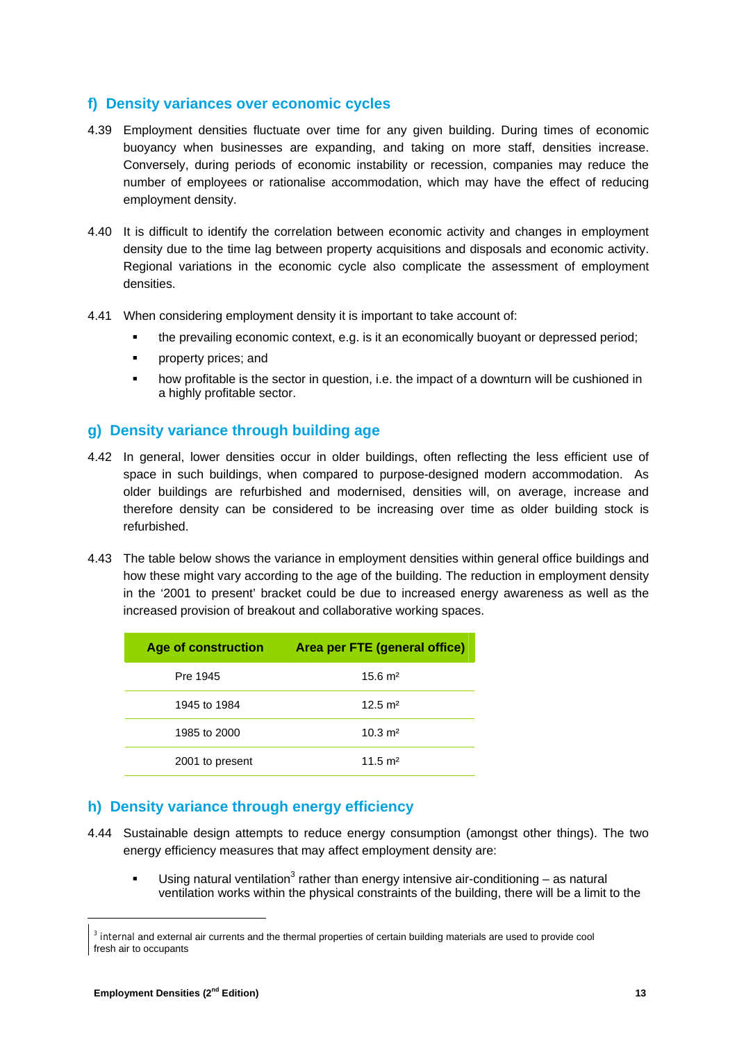## f) Density variances over economic cycles

4.39 Employment densities fluctuate over time for any given building. During times of economic buoyancy when businesses are expanding, and taking on more staff, densities increase. Conversely, during periods of economic instability or recession, companies may reduce the number of employees or rationalise accommodation, which may have the effect of reducing employment density.

4.40 It is difficult to identify the correlation between economic activity and changes in employment density due to the time lag between property acquisitions and disposals and economic activity. Regional variations in the economic cycle also complicate the assessment of employment densities.

4.41 When considering employment density it is important to take account of:

- the prevailing economic context, e.g. is it an economically buoyant or depressed period;
- property prices; and
- how profitable is the sector in question, i.e. the impact of a downturn will be cushioned in a highly profitable sector.

## g) Density variance through building age

4.42 In general, lower densities occur in older buildings, often reflecting the less efficient use of space in such buildings, when compared to purpose-designed modern accommodation. As older buildings are refurbished and modernised, densities will, on average, increase and therefore density can be considered to be increasing over time as older building stock is refurbished.

4.43 The table below shows the variance in employment densities within general office buildings and how these might vary according to the age of the building. The reduction in employment density in the '2001 to present' bracket could be due to increased energy awareness as well as the increased provision of breakout and collaborative working spaces.

| Age of construction | Area per FTE (general office) |
|---|---|
| Pre 1945 | 15.6 m² |
| 1945 to 1984 | 12.5 m² |
| 1985 to 2000 | 10.3 m² |
| 2001 to present | 11.5 m² |

## h) Density variance through energy efficiency

4.44 Sustainable design attempts to reduce energy consumption (amongst other things). The two energy efficiency measures that may affect employment density are:

- Using natural ventilation[3] rather than energy intensive air-conditioning – as natural ventilation works within the physical constraints of the building, there will be a limit to the

[3] internal and external air currents and the thermal properties of certain building materials are used to provide cool fresh air to occupants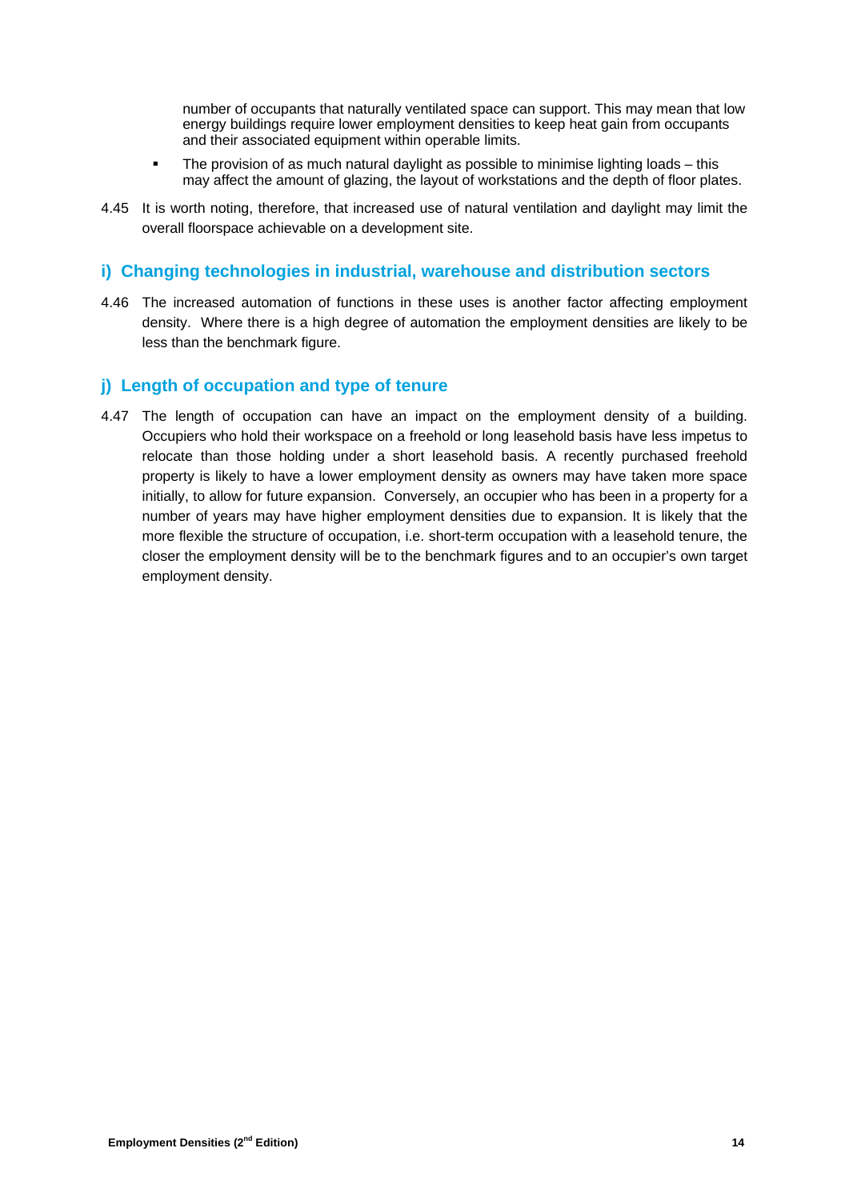number of occupants that naturally ventilated space can support. This may mean that low energy buildings require lower employment densities to keep heat gain from occupants and their associated equipment within operable limits.

- The provision of as much natural daylight as possible to minimise lighting loads – this may affect the amount of glazing, the layout of workstations and the depth of floor plates.

4.45 It is worth noting, therefore, that increased use of natural ventilation and daylight may limit the overall floorspace achievable on a development site.

## i) Changing technologies in industrial, warehouse and distribution sectors

4.46 The increased automation of functions in these uses is another factor affecting employment density. Where there is a high degree of automation the employment densities are likely to be less than the benchmark figure.

## j) Length of occupation and type of tenure

4.47 The length of occupation can have an impact on the employment density of a building. Occupiers who hold their workspace on a freehold or long leasehold basis have less impetus to relocate than those holding under a short leasehold basis. A recently purchased freehold property is likely to have a lower employment density as owners may have taken more space initially, to allow for future expansion. Conversely, an occupier who has been in a property for a number of years may have higher employment densities due to expansion. It is likely that the more flexible the structure of occupation, i.e. short-term occupation with a leasehold tenure, the closer the employment density will be to the benchmark figures and to an occupier's own target employment density.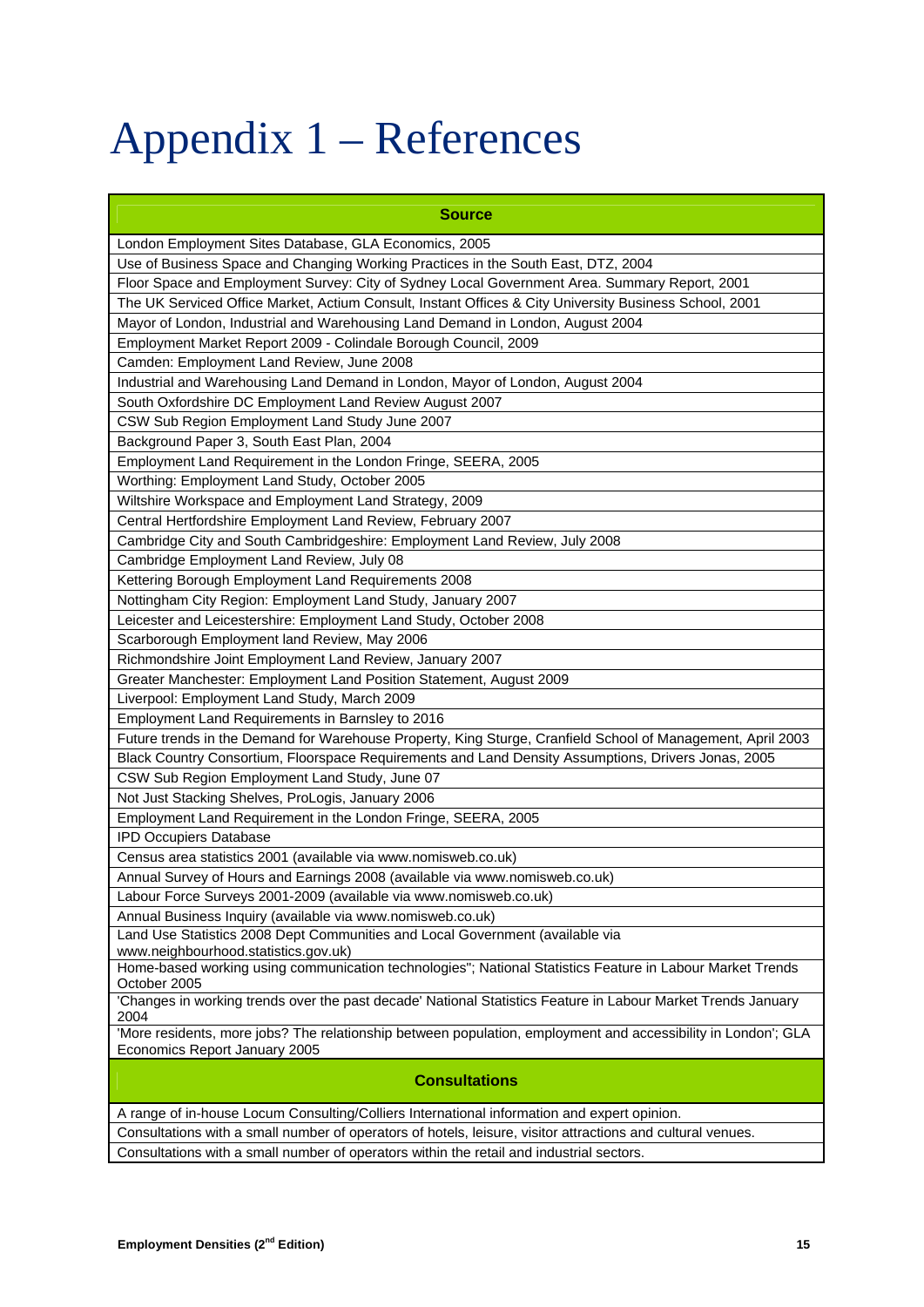# Appendix 1 – References

| Source |
|---|
| London Employment Sites Database, GLA Economics, 2005 |
| Use of Business Space and Changing Working Practices in the South East, DTZ, 2004 |
| Floor Space and Employment Survey: City of Sydney Local Government Area. Summary Report, 2001 |
| The UK Serviced Office Market, Actium Consult, Instant Offices & City University Business School, 2001 |
| Mayor of London, Industrial and Warehousing Land Demand in London, August 2004 |
| Employment Market Report 2009 - Colindale Borough Council, 2009 |
| Camden: Employment Land Review, June 2008 |
| Industrial and Warehousing Land Demand in London, Mayor of London, August 2004 |
| South Oxfordshire DC Employment Land Review August 2007 |
| CSW Sub Region Employment Land Study June 2007 |
| Background Paper 3, South East Plan, 2004 |
| Employment Land Requirement in the London Fringe, SEERA, 2005 |
| Worthing: Employment Land Study, October 2005 |
| Wiltshire Workspace and Employment Land Strategy, 2009 |
| Central Hertfordshire Employment Land Review, February 2007 |
| Cambridge City and South Cambridgeshire: Employment Land Review, July 2008 |
| Cambridge Employment Land Review, July 08 |
| Kettering Borough Employment Land Requirements 2008 |
| Nottingham City Region: Employment Land Study, January 2007 |
| Leicester and Leicestershire: Employment Land Study, October 2008 |
| Scarborough Employment land Review, May 2006 |
| Richmondshire Joint Employment Land Review, January 2007 |
| Greater Manchester: Employment Land Position Statement, August 2009 |
| Liverpool: Employment Land Study, March 2009 |
| Employment Land Requirements in Barnsley to 2016 |
| Future trends in the Demand for Warehouse Property, King Sturge, Cranfield School of Management, April 2003 |
| Black Country Consortium, Floorspace Requirements and Land Density Assumptions, Drivers Jonas, 2005 |
| CSW Sub Region Employment Land Study, June 07 |
| Not Just Stacking Shelves, ProLogis, January 2006 |
| Employment Land Requirement in the London Fringe, SEERA, 2005 |
| IPD Occupiers Database |
| Census area statistics 2001 (available via www.nomisweb.co.uk) |
| Annual Survey of Hours and Earnings 2008 (available via www.nomisweb.co.uk) |
| Labour Force Surveys 2001-2009 (available via www.nomisweb.co.uk) |
| Annual Business Inquiry (available via www.nomisweb.co.uk) |
| Land Use Statistics 2008 Dept Communities and Local Government (available via www.neighbourhood.statistics.gov.uk) |
| Home-based working using communication technologies"; National Statistics Feature in Labour Market Trends October 2005 |
| 'Changes in working trends over the past decade' National Statistics Feature in Labour Market Trends January 2004 |
| 'More residents, more jobs? The relationship between population, employment and accessibility in London'; GLA Economics Report January 2005 |
| **Consultations** |
| A range of in-house Locum Consulting/Colliers International information and expert opinion. |
| Consultations with a small number of operators of hotels, leisure, visitor attractions and cultural venues. |
| Consultations with a small number of operators within the retail and industrial sectors. |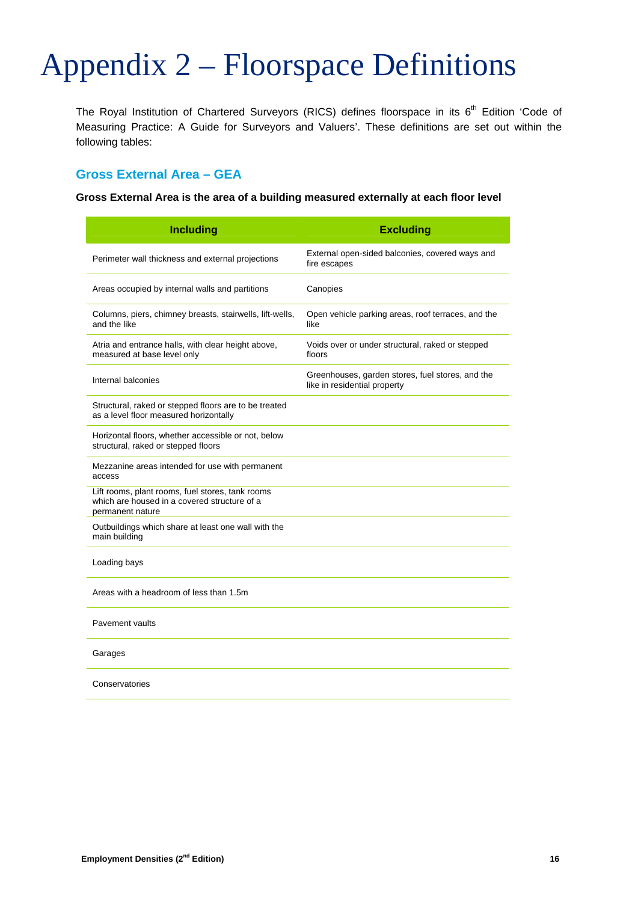# Appendix 2 – Floorspace Definitions

The Royal Institution of Chartered Surveyors (RICS) defines floorspace in its 6th Edition 'Code of Measuring Practice: A Guide for Surveyors and Valuers'. These definitions are set out within the following tables:

## Gross External Area – GEA

**Gross External Area is the area of a building measured externally at each floor level**

| Including | Excluding |
|---|---|
| Perimeter wall thickness and external projections | External open-sided balconies, covered ways and fire escapes |
| Areas occupied by internal walls and partitions | Canopies |
| Columns, piers, chimney breasts, stairwells, lift-wells, and the like | Open vehicle parking areas, roof terraces, and the like |
| Atria and entrance halls, with clear height above, measured at base level only | Voids over or under structural, raked or stepped floors |
| Internal balconies | Greenhouses, garden stores, fuel stores, and the like in residential property |
| Structural, raked or stepped floors are to be treated as a level floor measured horizontally | |
| Horizontal floors, whether accessible or not, below structural, raked or stepped floors | |
| Mezzanine areas intended for use with permanent access | |
| Lift rooms, plant rooms, fuel stores, tank rooms which are housed in a covered structure of a permanent nature | |
| Outbuildings which share at least one wall with the main building | |
| Loading bays | |
| Areas with a headroom of less than 1.5m | |
| Pavement vaults | |
| Garages | |
| Conservatories | |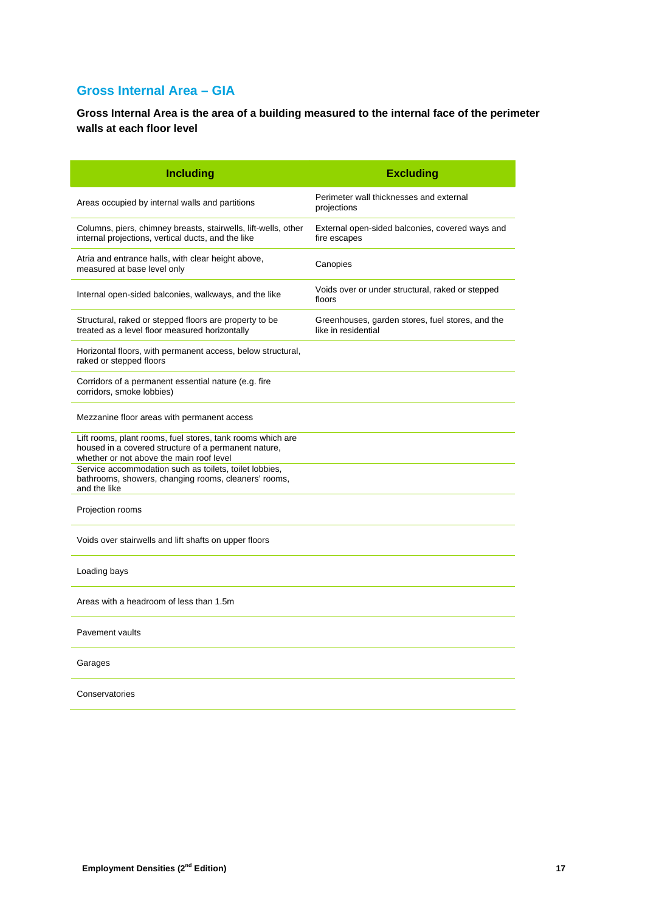## Gross Internal Area – GIA

**Gross Internal Area is the area of a building measured to the internal face of the perimeter walls at each floor level**

| Including | Excluding |
|---|---|
| Areas occupied by internal walls and partitions | Perimeter wall thicknesses and external projections |
| Columns, piers, chimney breasts, stairwells, lift-wells, other internal projections, vertical ducts, and the like | External open-sided balconies, covered ways and fire escapes |
| Atria and entrance halls, with clear height above, measured at base level only | Canopies |
| Internal open-sided balconies, walkways, and the like | Voids over or under structural, raked or stepped floors |
| Structural, raked or stepped floors are property to be treated as a level floor measured horizontally | Greenhouses, garden stores, fuel stores, and the like in residential |
| Horizontal floors, with permanent access, below structural, raked or stepped floors | |
| Corridors of a permanent essential nature (e.g. fire corridors, smoke lobbies) | |
| Mezzanine floor areas with permanent access | |
| Lift rooms, plant rooms, fuel stores, tank rooms which are housed in a covered structure of a permanent nature, whether or not above the main roof level | |
| Service accommodation such as toilets, toilet lobbies, bathrooms, showers, changing rooms, cleaners' rooms, and the like | |
| Projection rooms | |
| Voids over stairwells and lift shafts on upper floors | |
| Loading bays | |
| Areas with a headroom of less than 1.5m | |
| Pavement vaults | |
| Garages | |
| Conservatories | |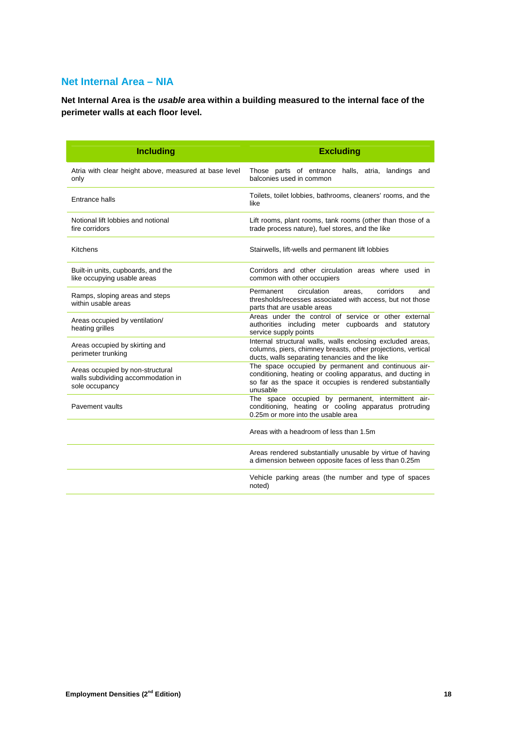## Net Internal Area – NIA

**Net Internal Area is the *usable* area within a building measured to the internal face of the perimeter walls at each floor level.**

| Including | Excluding |
|---|---|
| Atria with clear height above, measured at base level only | Those parts of entrance halls, atria, landings and balconies used in common |
| Entrance halls | Toilets, toilet lobbies, bathrooms, cleaners' rooms, and the like |
| Notional lift lobbies and notional fire corridors | Lift rooms, plant rooms, tank rooms (other than those of a trade process nature), fuel stores, and the like |
| Kitchens | Stairwells, lift-wells and permanent lift lobbies |
| Built-in units, cupboards, and the like occupying usable areas | Corridors and other circulation areas where used in common with other occupiers |
| Ramps, sloping areas and steps within usable areas | Permanent circulation areas, corridors and thresholds/recesses associated with access, but not those parts that are usable areas |
| Areas occupied by ventilation/ heating grilles | Areas under the control of service or other external authorities including meter cupboards and statutory service supply points |
| Areas occupied by skirting and perimeter trunking | Internal structural walls, walls enclosing excluded areas, columns, piers, chimney breasts, other projections, vertical ducts, walls separating tenancies and the like |
| Areas occupied by non-structural walls subdividing accommodation in sole occupancy | The space occupied by permanent and continuous air-conditioning, heating or cooling apparatus, and ducting in so far as the space it occupies is rendered substantially unusable |
| Pavement vaults | The space occupied by permanent, intermittent air-conditioning, heating or cooling apparatus protruding 0.25m or more into the usable area |
| | Areas with a headroom of less than 1.5m |
| | Areas rendered substantially unusable by virtue of having a dimension between opposite faces of less than 0.25m |
| | Vehicle parking areas (the number and type of spaces noted) |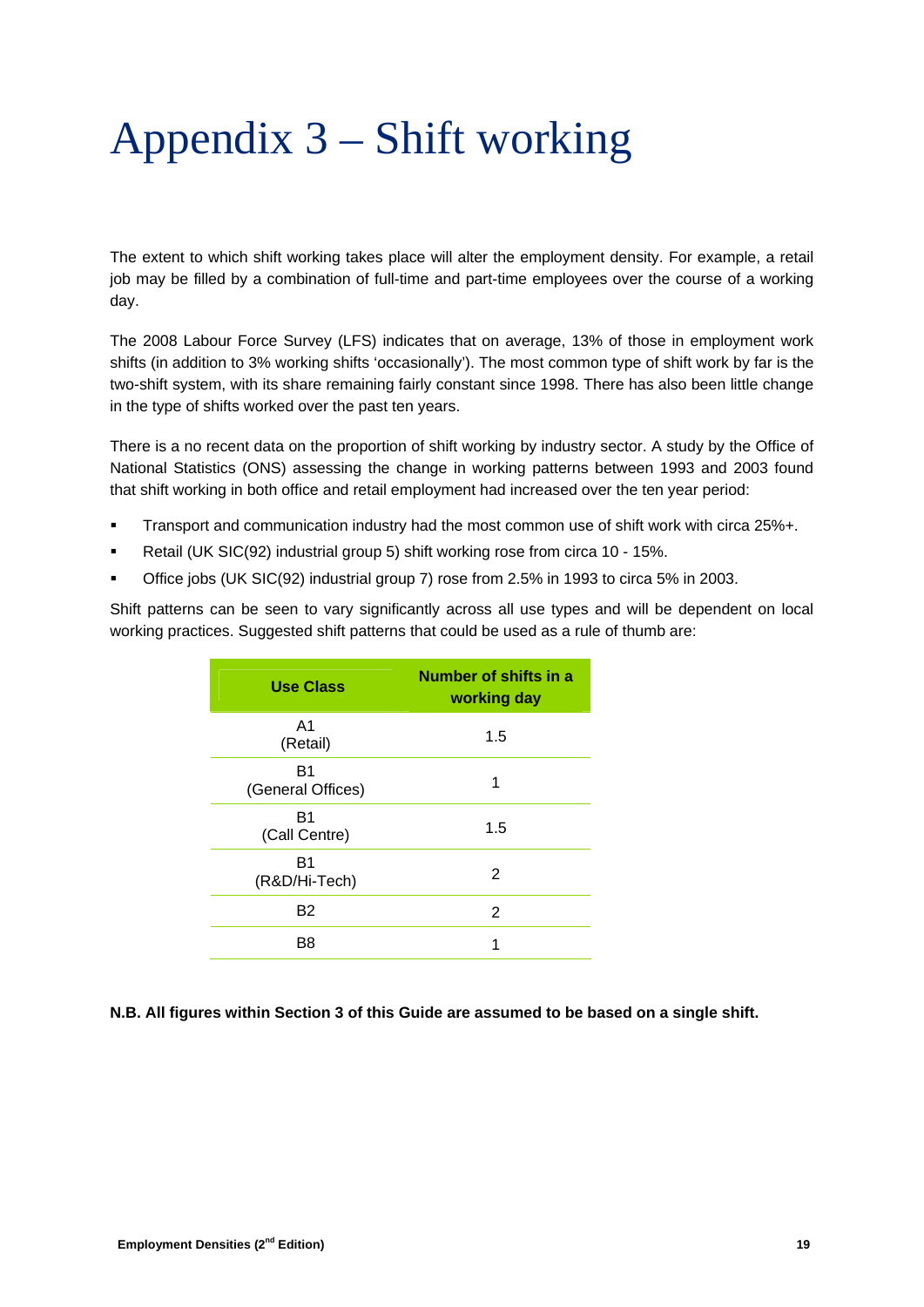# Appendix 3 – Shift working

The extent to which shift working takes place will alter the employment density. For example, a retail job may be filled by a combination of full-time and part-time employees over the course of a working day.

The 2008 Labour Force Survey (LFS) indicates that on average, 13% of those in employment work shifts (in addition to 3% working shifts 'occasionally'). The most common type of shift work by far is the two-shift system, with its share remaining fairly constant since 1998. There has also been little change in the type of shifts worked over the past ten years.

There is a no recent data on the proportion of shift working by industry sector. A study by the Office of National Statistics (ONS) assessing the change in working patterns between 1993 and 2003 found that shift working in both office and retail employment had increased over the ten year period:

- Transport and communication industry had the most common use of shift work with circa 25%+.
- Retail (UK SIC(92) industrial group 5) shift working rose from circa 10 - 15%.
- Office jobs (UK SIC(92) industrial group 7) rose from 2.5% in 1993 to circa 5% in 2003.

Shift patterns can be seen to vary significantly across all use types and will be dependent on local working practices. Suggested shift patterns that could be used as a rule of thumb are:

| Use Class | Number of shifts in a working day |
|---|---|
| A1 (Retail) | 1.5 |
| B1 (General Offices) | 1 |
| B1 (Call Centre) | 1.5 |
| B1 (R&D/Hi-Tech) | 2 |
| B2 | 2 |
| B8 | 1 |

**N.B. All figures within Section 3 of this Guide are assumed to be based on a single shift.**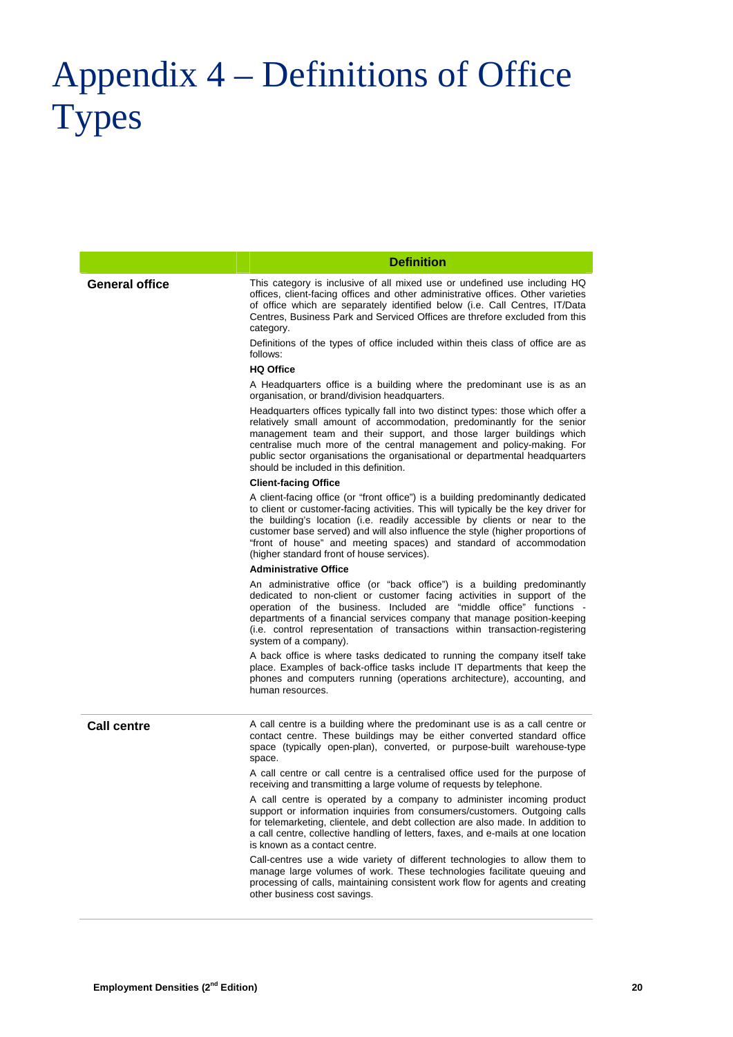# Appendix 4 – Definitions of Office Types

| | Definition |
|---|---|
| **General office** | This category is inclusive of all mixed use or undefined use including HQ offices, client-facing offices and other administrative offices. Other varieties of office which are separately identified below (i.e. Call Centres, IT/Data Centres, Business Park and Serviced Offices are threfore excluded from this category.<br><br>Definitions of the types of office included within theis class of office are as follows:<br><br>**HQ Office**<br><br>A Headquarters office is a building where the predominant use is as an organisation, or brand/division headquarters.<br><br>Headquarters offices typically fall into two distinct types: those which offer a relatively small amount of accommodation, predominantly for the senior management team and their support, and those larger buildings which centralise much more of the central management and policy-making. For public sector organisations the organisational or departmental headquarters should be included in this definition.<br><br>**Client-facing Office**<br><br>A client-facing office (or "front office") is a building predominantly dedicated to client or customer-facing activities. This will typically be the key driver for the building's location (i.e. readily accessible by clients or near to the customer base served) and will also influence the style (higher proportions of "front of house" and meeting spaces) and standard of accommodation (higher standard front of house services).<br><br>**Administrative Office**<br><br>An administrative office (or "back office") is a building predominantly dedicated to non-client or customer facing activities in support of the operation of the business. Included are "middle office" functions - departments of a financial services company that manage position-keeping (i.e. control representation of transactions within transaction-registering system of a company).<br><br>A back office is where tasks dedicated to running the company itself take place. Examples of back-office tasks include IT departments that keep the phones and computers running (operations architecture), accounting, and human resources. |
| **Call centre** | A call centre is a building where the predominant use is as a call centre or contact centre. These buildings may be either converted standard office space (typically open-plan), converted, or purpose-built warehouse-type space.<br><br>A call centre or call centre is a centralised office used for the purpose of receiving and transmitting a large volume of requests by telephone.<br><br>A call centre is operated by a company to administer incoming product support or information inquiries from consumers/customers. Outgoing calls for telemarketing, clientele, and debt collection are also made. In addition to a call centre, collective handling of letters, faxes, and e-mails at one location is known as a contact centre.<br><br>Call-centres use a wide variety of different technologies to allow them to manage large volumes of work. These technologies facilitate queuing and processing of calls, maintaining consistent work flow for agents and creating other business cost savings. |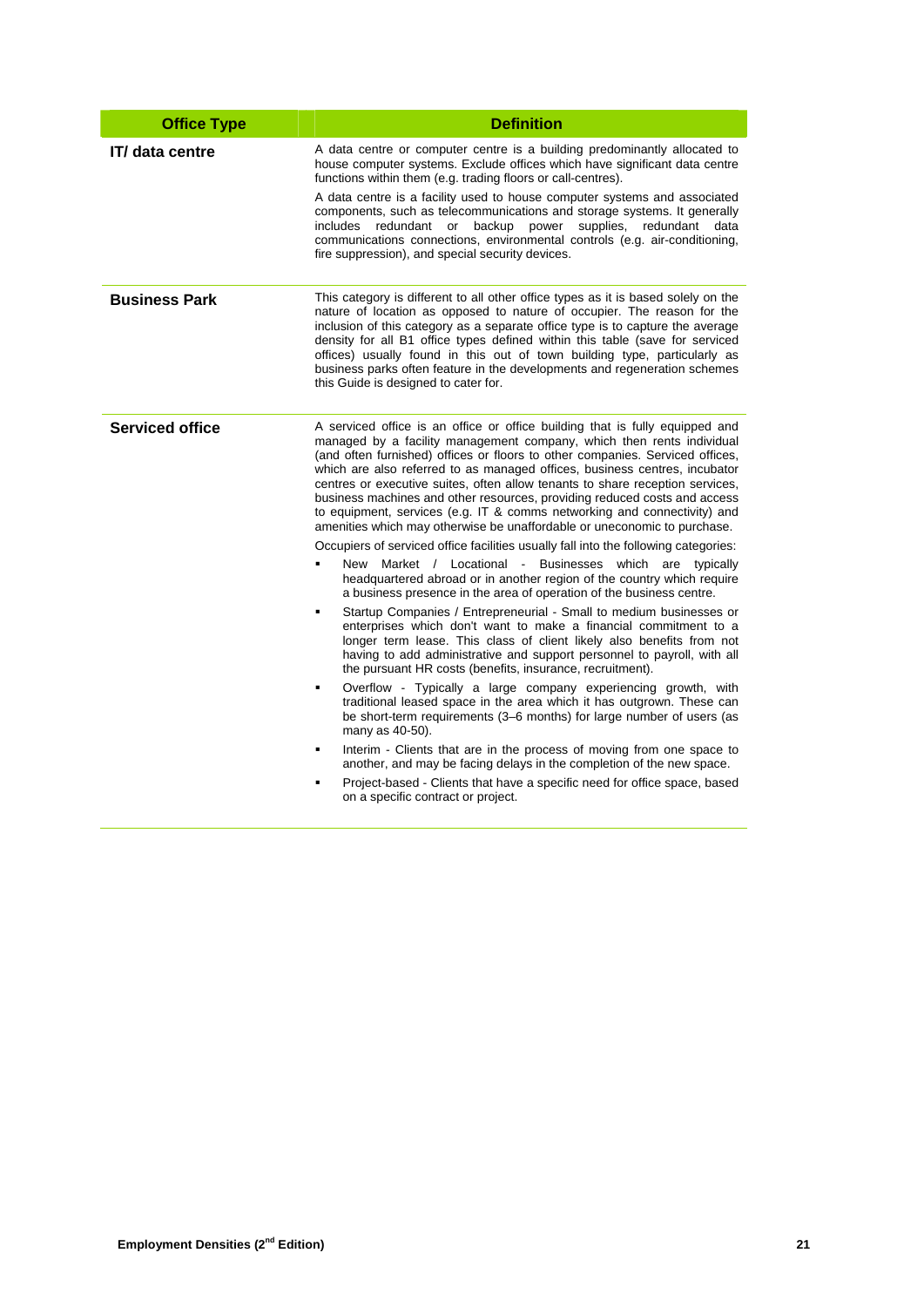| Office Type | Definition |
|---|---|
| **IT/ data centre** | A data centre or computer centre is a building predominantly allocated to house computer systems. Exclude offices which have significant data centre functions within them (e.g. trading floors or call-centres).<br><br>A data centre is a facility used to house computer systems and associated components, such as telecommunications and storage systems. It generally includes redundant or backup power supplies, redundant data communications connections, environmental controls (e.g. air-conditioning, fire suppression), and special security devices. |
| **Business Park** | This category is different to all other office types as it is based solely on the nature of location as opposed to nature of occupier. The reason for the inclusion of this category as a separate office type is to capture the average density for all B1 office types defined within this table (save for serviced offices) usually found in this out of town building type, particularly as business parks often feature in the developments and regeneration schemes this Guide is designed to cater for. |
| **Serviced office** | A serviced office is an office or office building that is fully equipped and managed by a facility management company, which then rents individual (and often furnished) offices or floors to other companies. Serviced offices, which are also referred to as managed offices, business centres, incubator centres or executive suites, often allow tenants to share reception services, business machines and other resources, providing reduced costs and access to equipment, services (e.g. IT & comms networking and connectivity) and amenities which may otherwise be unaffordable or uneconomic to purchase.<br><br>Occupiers of serviced office facilities usually fall into the following categories:<br><br>▪ New Market / Locational - Businesses which are typically headquartered abroad or in another region of the country which require a business presence in the area of operation of the business centre.<br><br>▪ Startup Companies / Entrepreneurial - Small to medium businesses or enterprises which don't want to make a financial commitment to a longer term lease. This class of client likely also benefits from not having to add administrative and support personnel to payroll, with all the pursuant HR costs (benefits, insurance, recruitment).<br><br>▪ Overflow - Typically a large company experiencing growth, with traditional leased space in the area which it has outgrown. These can be short-term requirements (3–6 months) for large number of users (as many as 40-50).<br><br>▪ Interim - Clients that are in the process of moving from one space to another, and may be facing delays in the completion of the new space.<br><br>▪ Project-based - Clients that have a specific need for office space, based on a specific contract or project. |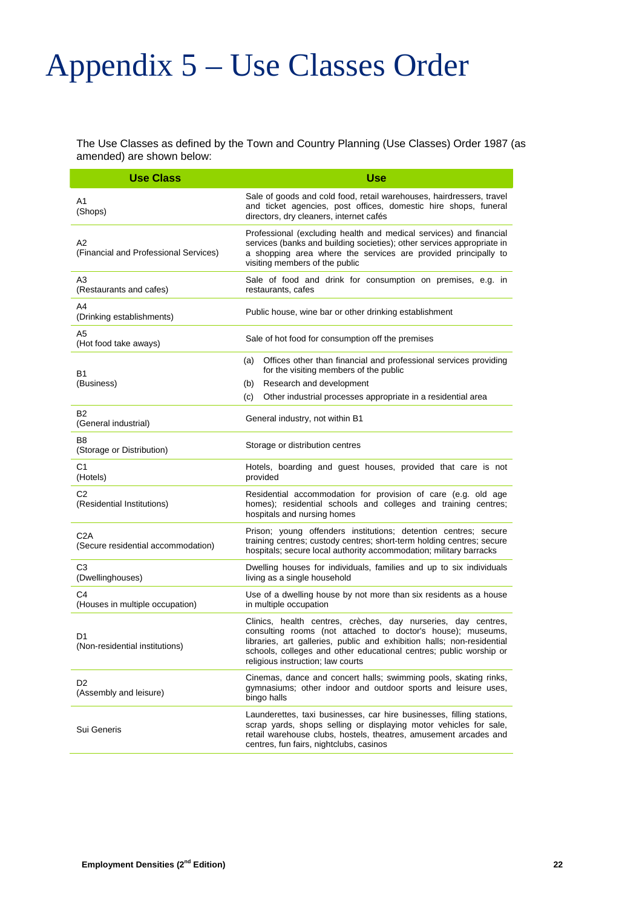# Appendix 5 – Use Classes Order

The Use Classes as defined by the Town and Country Planning (Use Classes) Order 1987 (as amended) are shown below:

| Use Class | Use |
|---|---|
| A1 (Shops) | Sale of goods and cold food, retail warehouses, hairdressers, travel and ticket agencies, post offices, domestic hire shops, funeral directors, dry cleaners, internet cafés |
| A2 (Financial and Professional Services) | Professional (excluding health and medical services) and financial services (banks and building societies); other services appropriate in a shopping area where the services are provided principally to visiting members of the public |
| A3 (Restaurants and cafes) | Sale of food and drink for consumption on premises, e.g. in restaurants, cafes |
| A4 (Drinking establishments) | Public house, wine bar or other drinking establishment |
| A5 (Hot food take aways) | Sale of hot food for consumption off the premises |
| B1 (Business) | (a) Offices other than financial and professional services providing for the visiting members of the public<br>(b) Research and development<br>(c) Other industrial processes appropriate in a residential area |
| B2 (General industrial) | General industry, not within B1 |
| B8 (Storage or Distribution) | Storage or distribution centres |
| C1 (Hotels) | Hotels, boarding and guest houses, provided that care is not provided |
| C2 (Residential Institutions) | Residential accommodation for provision of care (e.g. old age homes); residential schools and colleges and training centres; hospitals and nursing homes |
| C2A (Secure residential accommodation) | Prison; young offenders institutions; detention centres; secure training centres; custody centres; short-term holding centres; secure hospitals; secure local authority accommodation; military barracks |
| C3 (Dwellinghouses) | Dwelling houses for individuals, families and up to six individuals living as a single household |
| C4 (Houses in multiple occupation) | Use of a dwelling house by not more than six residents as a house in multiple occupation |
| D1 (Non-residential institutions) | Clinics, health centres, crèches, day nurseries, day centres, consulting rooms (not attached to doctor's house); museums, libraries, art galleries, public and exhibition halls; non-residential schools, colleges and other educational centres; public worship or religious instruction; law courts |
| D2 (Assembly and leisure) | Cinemas, dance and concert halls; swimming pools, skating rinks, gymnasiums; other indoor and outdoor sports and leisure uses, bingo halls |
| Sui Generis | Launderettes, taxi businesses, car hire businesses, filling stations, scrap yards, shops selling or displaying motor vehicles for sale, retail warehouse clubs, hostels, theatres, amusement arcades and centres, fun fairs, nightclubs, casinos |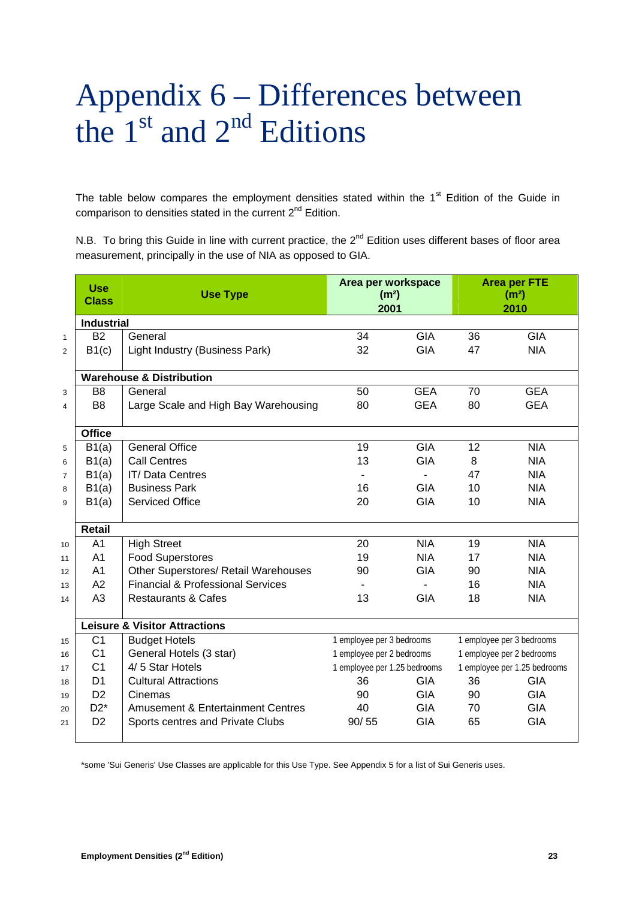# Appendix 6 – Differences between the 1st and 2nd Editions

The table below compares the employment densities stated within the 1st Edition of the Guide in comparison to densities stated in the current 2nd Edition.

N.B. To bring this Guide in line with current practice, the 2nd Edition uses different bases of floor area measurement, principally in the use of NIA as opposed to GIA.

| | Use Class | Use Type | Area per workspace (m²) 2001 | | Area per FTE (m²) 2010 | |
|---|---|---|---|---|---|---|
| | **Industrial** | | | | | |
| 1 | B2 | General | 34 | GIA | 36 | GIA |
| 2 | B1(c) | Light Industry (Business Park) | 32 | GIA | 47 | NIA |
| | **Warehouse & Distribution** | | | | | |
| 3 | B8 | General | 50 | GEA | 70 | GEA |
| 4 | B8 | Large Scale and High Bay Warehousing | 80 | GEA | 80 | GEA |
| | **Office** | | | | | |
| 5 | B1(a) | General Office | 19 | GIA | 12 | NIA |
| 6 | B1(a) | Call Centres | 13 | GIA | 8 | NIA |
| 7 | B1(a) | IT/ Data Centres | - | - | 47 | NIA |
| 8 | B1(a) | Business Park | 16 | GIA | 10 | NIA |
| 9 | B1(a) | Serviced Office | 20 | GIA | 10 | NIA |
| | **Retail** | | | | | |
| 10 | A1 | High Street | 20 | NIA | 19 | NIA |
| 11 | A1 | Food Superstores | 19 | NIA | 17 | NIA |
| 12 | A1 | Other Superstores/ Retail Warehouses | 90 | GIA | 90 | NIA |
| 13 | A2 | Financial & Professional Services | - | - | 16 | NIA |
| 14 | A3 | Restaurants & Cafes | 13 | GIA | 18 | NIA |
| | **Leisure & Visitor Attractions** | | | | | |
| 15 | C1 | Budget Hotels | 1 employee per 3 bedrooms | | 1 employee per 3 bedrooms | |
| 16 | C1 | General Hotels (3 star) | 1 employee per 2 bedrooms | | 1 employee per 2 bedrooms | |
| 17 | C1 | 4/ 5 Star Hotels | 1 employee per 1.25 bedrooms | | 1 employee per 1.25 bedrooms | |
| 18 | D1 | Cultural Attractions | 36 | GIA | 36 | GIA |
| 19 | D2 | Cinemas | 90 | GIA | 90 | GIA |
| 20 | D2* | Amusement & Entertainment Centres | 40 | GIA | 70 | GIA |
| 21 | D2 | Sports centres and Private Clubs | 90/ 55 | GIA | 65 | GIA |

*some 'Sui Generis' Use Classes are applicable for this Use Type. See Appendix 5 for a list of Sui Generis uses.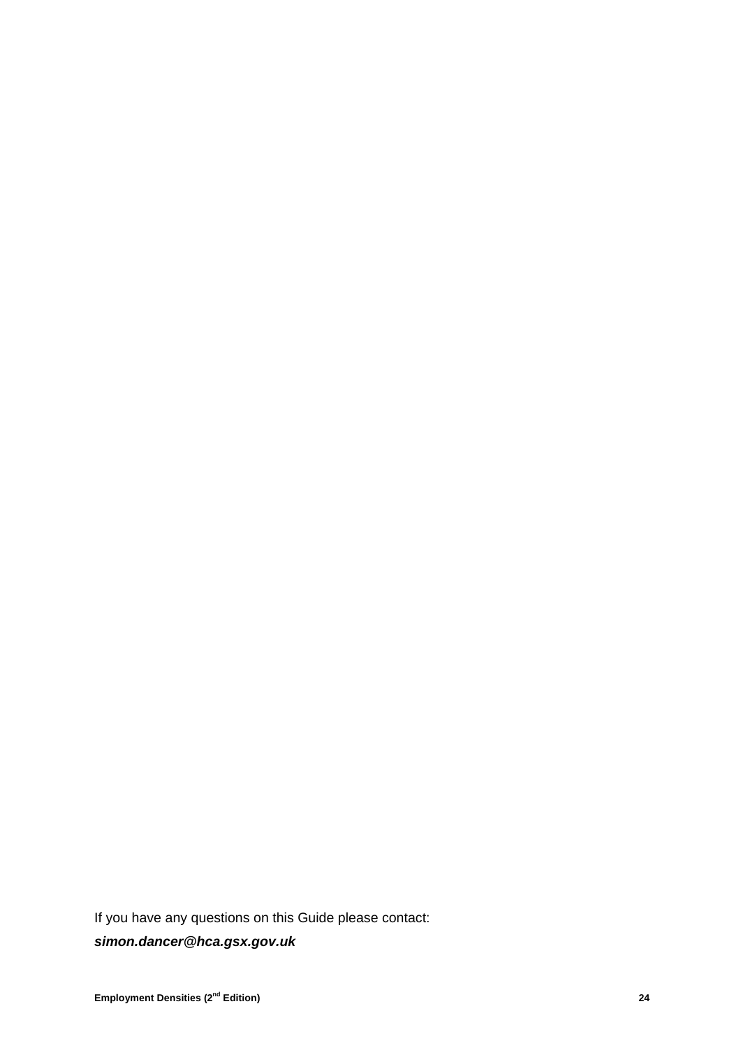If you have any questions on this Guide please contact:

***simon.dancer@hca.gsx.gov.uk***